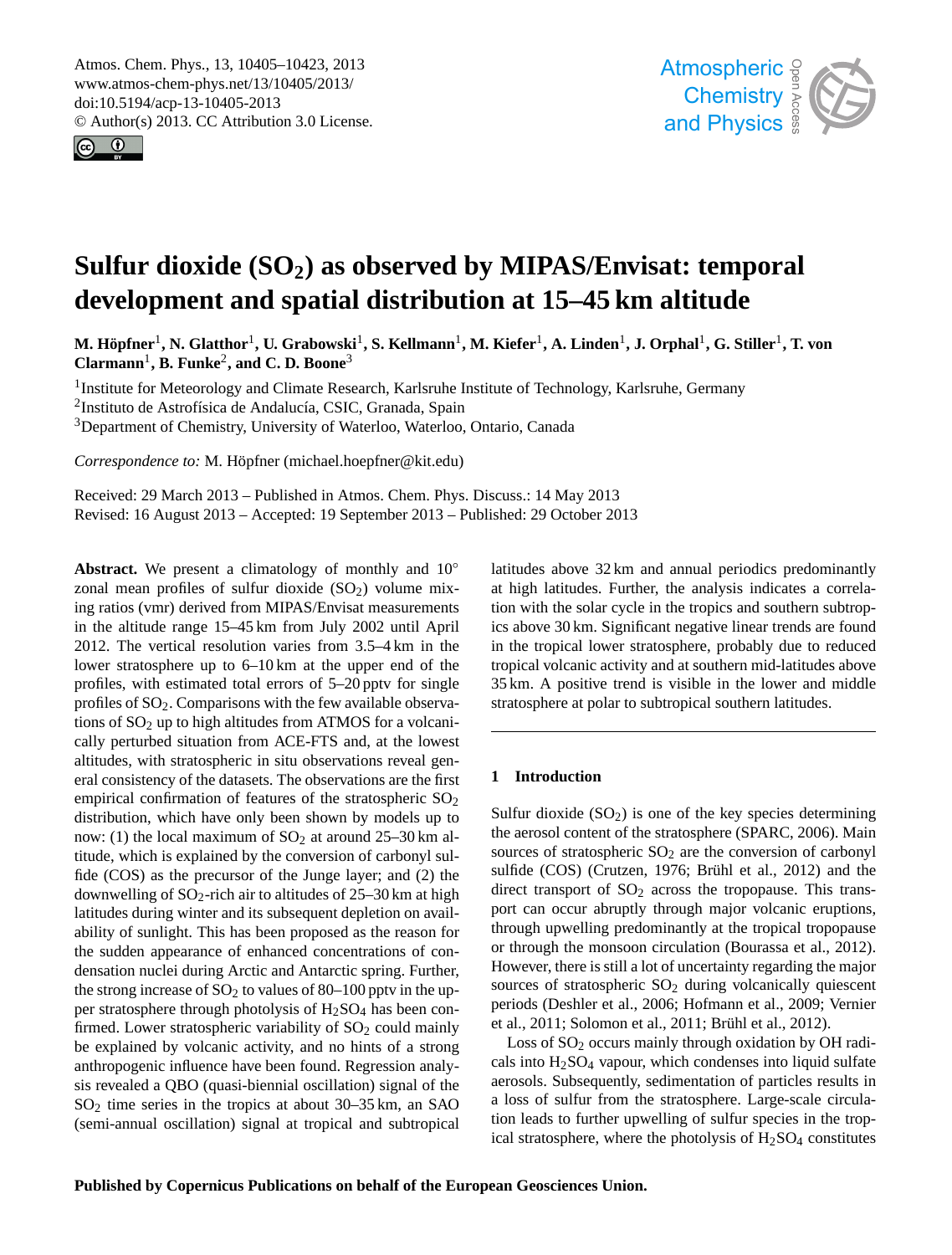# Sulfur dioxide ($SO_2$) as observed by MIPAS/Envisat: temporal development and spatial distribution at 15–45 km altitude

**M. Höpfner[1], N. Glatthor[1], U. Grabowski[1], S. Kellmann[1], M. Kiefer[1], A. Linden[1], J. Orphal[1], G. Stiller[1], T. von Clarmann[1], B. Funke[2], and C. D. Boone[3]**

[1]Institute for Meteorology and Climate Research, Karlsruhe Institute of Technology, Karlsruhe, Germany

[2]Instituto de Astrofísica de Andalucía, CSIC, Granada, Spain

[3]Department of Chemistry, University of Waterloo, Waterloo, Ontario, Canada

*Correspondence to:* M. Höpfner (michael.hoepfner@kit.edu)

Received: 29 March 2013 – Published in Atmos. Chem. Phys. Discuss.: 14 May 2013
Revised: 16 August 2013 – Accepted: 19 September 2013 – Published: 29 October 2013

**Abstract.** We present a climatology of monthly and 10° zonal mean profiles of sulfur dioxide ($SO_2$) volume mixing ratios (vmr) derived from MIPAS/Envisat measurements in the altitude range 15–45 km from July 2002 until April 2012. The vertical resolution varies from 3.5–4 km in the lower stratosphere up to 6–10 km at the upper end of the profiles, with estimated total errors of 5–20 pptv for single profiles of $SO_2$. Comparisons with the few available observations of $SO_2$ up to high altitudes from ATMOS for a volcanically perturbed situation from ACE-FTS and, at the lowest altitudes, with stratospheric in situ observations reveal general consistency of the datasets. The observations are the first empirical confirmation of features of the stratospheric $SO_2$ distribution, which have only been shown by models up to now: (1) the local maximum of $SO_2$ at around 25–30 km altitude, which is explained by the conversion of carbonyl sulfide (COS) as the precursor of the Junge layer; and (2) the downwelling of $SO_2$-rich air to altitudes of 25–30 km at high latitudes during winter and its subsequent depletion on availability of sunlight. This has been proposed as the reason for the sudden appearance of enhanced concentrations of condensation nuclei during Arctic and Antarctic spring. Further, the strong increase of $SO_2$ to values of 80–100 pptv in the upper stratosphere through photolysis of $H_2SO_4$ has been confirmed. Lower stratospheric variability of $SO_2$ could mainly be explained by volcanic activity, and no hints of a strong anthropogenic influence have been found. Regression analysis revealed a QBO (quasi-biennial oscillation) signal of the $SO_2$ time series in the tropics at about 30–35 km, an SAO (semi-annual oscillation) signal at tropical and subtropical latitudes above 32 km and annual periodics predominantly at high latitudes. Further, the analysis indicates a correlation with the solar cycle in the tropics and southern subtropics above 30 km. Significant negative linear trends are found in the tropical lower stratosphere, probably due to reduced tropical volcanic activity and at southern mid-latitudes above 35 km. A positive trend is visible in the lower and middle stratosphere at polar to subtropical southern latitudes.

## 1 Introduction

Sulfur dioxide ($SO_2$) is one of the key species determining the aerosol content of the stratosphere (SPARC, 2006). Main sources of stratospheric $SO_2$ are the conversion of carbonyl sulfide (COS) (Crutzen, 1976; Brühl et al., 2012) and the direct transport of $SO_2$ across the tropopause. This transport can occur abruptly through major volcanic eruptions, through upwelling predominantly at the tropical tropopause or through the monsoon circulation (Bourassa et al., 2012). However, there is still a lot of uncertainty regarding the major sources of stratospheric $SO_2$ during volcanically quiescent periods (Deshler et al., 2006; Hofmann et al., 2009; Vernier et al., 2011; Solomon et al., 2011; Brühl et al., 2012).

Loss of $SO_2$ occurs mainly through oxidation by OH radicals into $H_2SO_4$ vapour, which condenses into liquid sulfate aerosols. Subsequently, sedimentation of particles results in a loss of sulfur from the stratosphere. Large-scale circulation leads to further upwelling of sulfur species in the tropical stratosphere, where the photolysis of $H_2SO_4$ constitutes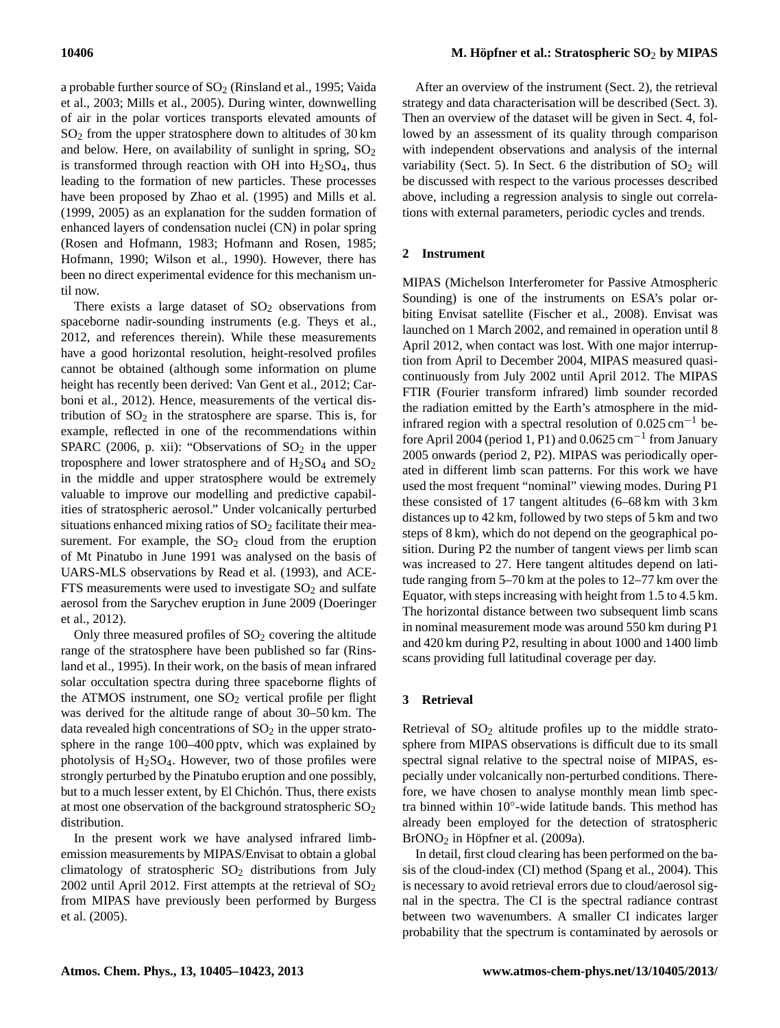a probable further source of $SO_2$ (Rinsland et al., 1995; Vaida et al., 2003; Mills et al., 2005). During winter, downwelling of air in the polar vortices transports elevated amounts of $SO_2$ from the upper stratosphere down to altitudes of 30 km and below. Here, on availability of sunlight in spring, $SO_2$ is transformed through reaction with OH into $H_2SO_4$, thus leading to the formation of new particles. These processes have been proposed by Zhao et al. (1995) and Mills et al. (1999, 2005) as an explanation for the sudden formation of enhanced layers of condensation nuclei (CN) in polar spring (Rosen and Hofmann, 1983; Hofmann and Rosen, 1985; Hofmann, 1990; Wilson et al., 1990). However, there has been no direct experimental evidence for this mechanism until now.

There exists a large dataset of $SO_2$ observations from spaceborne nadir-sounding instruments (e.g. Theys et al., 2012, and references therein). While these measurements have a good horizontal resolution, height-resolved profiles cannot be obtained (although some information on plume height has recently been derived: Van Gent et al., 2012; Carboni et al., 2012). Hence, measurements of the vertical distribution of $SO_2$ in the stratosphere are sparse. This is, for example, reflected in one of the recommendations within SPARC (2006, p. xii): "Observations of $SO_2$ in the upper troposphere and lower stratosphere and of $H_2SO_4$ and $SO_2$ in the middle and upper stratosphere would be extremely valuable to improve our modelling and predictive capabilities of stratospheric aerosol." Under volcanically perturbed situations enhanced mixing ratios of $SO_2$ facilitate their measurement. For example, the $SO_2$ cloud from the eruption of Mt Pinatubo in June 1991 was analysed on the basis of UARS-MLS observations by Read et al. (1993), and ACE-FTS measurements were used to investigate $SO_2$ and sulfate aerosol from the Sarychev eruption in June 2009 (Doeringer et al., 2012).

Only three measured profiles of $SO_2$ covering the altitude range of the stratosphere have been published so far (Rinsland et al., 1995). In their work, on the basis of mean infrared solar occultation spectra during three spaceborne flights of the ATMOS instrument, one $SO_2$ vertical profile per flight was derived for the altitude range of about 30–50 km. The data revealed high concentrations of $SO_2$ in the upper stratosphere in the range 100–400 pptv, which was explained by photolysis of $H_2SO_4$. However, two of those profiles were strongly perturbed by the Pinatubo eruption and one possibly, but to a much lesser extent, by El Chichón. Thus, there exists at most one observation of the background stratospheric $SO_2$ distribution.

In the present work we have analysed infrared limb-emission measurements by MIPAS/Envisat to obtain a global climatology of stratospheric $SO_2$ distributions from July 2002 until April 2012. First attempts at the retrieval of $SO_2$ from MIPAS have previously been performed by Burgess et al. (2005).

After an overview of the instrument (Sect. 2), the retrieval strategy and data characterisation will be described (Sect. 3). Then an overview of the dataset will be given in Sect. 4, followed by an assessment of its quality through comparison with independent observations and analysis of the internal variability (Sect. 5). In Sect. 6 the distribution of $SO_2$ will be discussed with respect to the various processes described above, including a regression analysis to single out correlations with external parameters, periodic cycles and trends.

## 2 Instrument

MIPAS (Michelson Interferometer for Passive Atmospheric Sounding) is one of the instruments on ESA's polar orbiting Envisat satellite (Fischer et al., 2008). Envisat was launched on 1 March 2002, and remained in operation until 8 April 2012, when contact was lost. With one major interruption from April to December 2004, MIPAS measured quasi-continuously from July 2002 until April 2012. The MIPAS FTIR (Fourier transform infrared) limb sounder recorded the radiation emitted by the Earth's atmosphere in the mid-infrared region with a spectral resolution of 0.025 $cm^{-1}$ before April 2004 (period 1, P1) and 0.0625 $cm^{-1}$ from January 2005 onwards (period 2, P2). MIPAS was periodically operated in different limb scan patterns. For this work we have used the most frequent "nominal" viewing modes. During P1 these consisted of 17 tangent altitudes (6–68 km with 3 km distances up to 42 km, followed by two steps of 5 km and two steps of 8 km), which do not depend on the geographical position. During P2 the number of tangent views per limb scan was increased to 27. Here tangent altitudes depend on latitude ranging from 5–70 km at the poles to 12–77 km over the Equator, with steps increasing with height from 1.5 to 4.5 km. The horizontal distance between two subsequent limb scans in nominal measurement mode was around 550 km during P1 and 420 km during P2, resulting in about 1000 and 1400 limb scans providing full latitudinal coverage per day.

## 3 Retrieval

Retrieval of $SO_2$ altitude profiles up to the middle stratosphere from MIPAS observations is difficult due to its small spectral signal relative to the spectral noise of MIPAS, especially under volcanically non-perturbed conditions. Therefore, we have chosen to analyse monthly mean limb spectra binned within 10°-wide latitude bands. This method has already been employed for the detection of stratospheric $BrONO_2$ in Höpfner et al. (2009a).

In detail, first cloud clearing has been performed on the basis of the cloud-index (CI) method (Spang et al., 2004). This is necessary to avoid retrieval errors due to cloud/aerosol signal in the spectra. The CI is the spectral radiance contrast between two wavenumbers. A smaller CI indicates larger probability that the spectrum is contaminated by aerosols or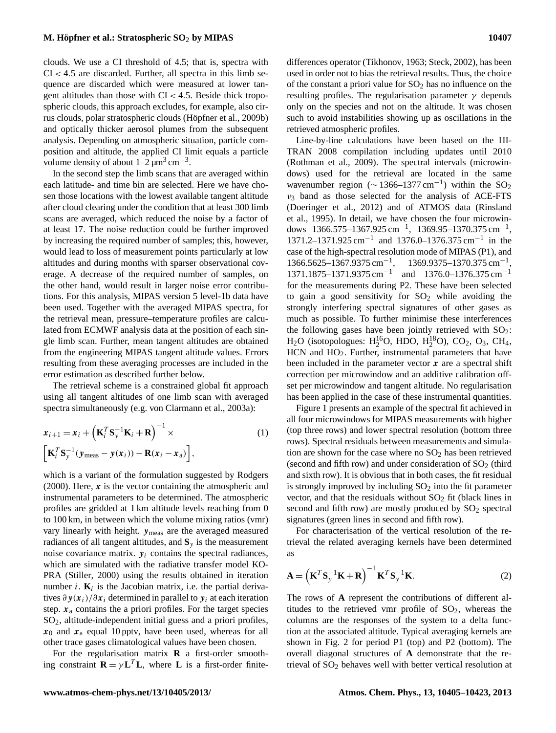clouds. We use a CI threshold of 4.5; that is, spectra with $CI < 4.5$ are discarded. Further, all spectra in this limb sequence are discarded which were measured at lower tangent altitudes than those with $CI < 4.5$. Beside thick tropospheric clouds, this approach excludes, for example, also cirrus clouds, polar stratospheric clouds (Höpfner et al., 2009b) and optically thicker aerosol plumes from the subsequent analysis. Depending on atmospheric situation, particle composition and altitude, the applied CI limit equals a particle volume density of about 1–2 $\mu m^3 cm^{-3}$.

In the second step the limb scans that are averaged within each latitude- and time bin are selected. Here we have chosen those locations with the lowest available tangent altitude after cloud clearing under the condition that at least 300 limb scans are averaged, which reduced the noise by a factor of at least 17. The noise reduction could be further improved by increasing the required number of samples; this, however, would lead to loss of measurement points particularly at low altitudes and during months with sparser observational coverage. A decrease of the required number of samples, on the other hand, would result in larger noise error contributions. For this analysis, MIPAS version 5 level-1b data have been used. Together with the averaged MIPAS spectra, for the retrieval mean, pressure–temperature profiles are calculated from ECMWF analysis data at the position of each single limb scan. Further, mean tangent altitudes are obtained from the engineering MIPAS tangent altitude values. Errors resulting from these averaging processes are included in the error estimation as described further below.

The retrieval scheme is a constrained global fit approach using all tangent altitudes of one limb scan with averaged spectra simultaneously (e.g. von Clarmann et al., 2003a):

$$\boldsymbol{x}_{i+1} = \boldsymbol{x}_i + \left(\mathbf{K}_i^T \mathbf{S}_y^{-1} \mathbf{K}_i + \mathbf{R}\right)^{-1} \times \left[\mathbf{K}_i^T \mathbf{S}_y^{-1} (\boldsymbol{y}_{\text{meas}} - \boldsymbol{y}(\boldsymbol{x}_i)) - \mathbf{R}(\boldsymbol{x}_i - \boldsymbol{x}_\text{a})\right], \quad (1)$$

which is a variant of the formulation suggested by Rodgers (2000). Here, $\boldsymbol{x}$ is the vector containing the atmospheric and instrumental parameters to be determined. The atmospheric profiles are gridded at 1 km altitude levels reaching from 0 to 100 km, in between which the volume mixing ratios (vmr) vary linearly with height. $\boldsymbol{y}_{\text{meas}}$ are the averaged measured radiances of all tangent altitudes, and $\mathbf{S}_y$ is the measurement noise covariance matrix. $\boldsymbol{y}_i$ contains the spectral radiances, which are simulated with the radiative transfer model KOPRA (Stiller, 2000) using the results obtained in iteration number $i$. $\mathbf{K}_i$ is the Jacobian matrix, i.e. the partial derivatives $\partial \boldsymbol{y}(\boldsymbol{x}_i)/\partial \boldsymbol{x}_i$ determined in parallel to $\boldsymbol{y}_i$ at each iteration step. $\boldsymbol{x}_\text{a}$ contains the a priori profiles. For the target species $SO_2$, altitude-independent initial guess and a priori profiles, $\boldsymbol{x}_0$ and $\boldsymbol{x}_\text{a}$ equal 10 pptv, have been used, whereas for all other trace gases climatological values have been chosen.

For the regularisation matrix $\mathbf{R}$ a first-order smoothing constraint $\mathbf{R} = \gamma \mathbf{L}^T \mathbf{L}$, where $\mathbf{L}$ is a first-order finite-differences operator (Tikhonov, 1963; Steck, 2002), has been used in order not to bias the retrieval results. Thus, the choice of the constant a priori value for $SO_2$ has no influence on the resulting profiles. The regularisation parameter $\gamma$ depends only on the species and not on the altitude. It was chosen such to avoid instabilities showing up as oscillations in the retrieved atmospheric profiles.

Line-by-line calculations have been based on the HITRAN 2008 compilation including updates until 2010 (Rothman et al., 2009). The spectral intervals (microwindows) used for the retrieval are located in the same wavenumber region ($\sim$ 1366–1377 $cm^{-1}$) within the $SO_2$ $\nu_3$ band as those selected for the analysis of ACE-FTS (Doeringer et al., 2012) and of ATMOS data (Rinsland et al., 1995). In detail, we have chosen the four microwindows 1366.575–1367.925 $cm^{-1}$, 1369.95–1370.375 $cm^{-1}$, 1371.2–1371.925 $cm^{-1}$ and 1376.0–1376.375 $cm^{-1}$ in the case of the high-spectral resolution mode of MIPAS (P1), and 1366.5625–1367.9375 $cm^{-1}$, 1369.9375–1370.375 $cm^{-1}$, 1371.1875–1371.9375 $cm^{-1}$ and 1376.0–1376.375 $cm^{-1}$ for the measurements during P2. These have been selected to gain a good sensitivity for $SO_2$ while avoiding the strongly interfering spectral signatures of other gases as much as possible. To further minimise these interferences the following gases have been jointly retrieved with $SO_2$: $H_2O$ (isotopologues: $H_2^{16}O$, HDO, $H_2^{18}O$), $CO_2$, $O_3$, $CH_4$, HCN and $HO_2$. Further, instrumental parameters that have been included in the parameter vector $\boldsymbol{x}$ are a spectral shift correction per microwindow and an additive calibration offset per microwindow and tangent altitude. No regularisation has been applied in the case of these instrumental quantities.

Figure 1 presents an example of the spectral fit achieved in all four microwindows for MIPAS measurements with higher (top three rows) and lower spectral resolution (bottom three rows). Spectral residuals between measurements and simulation are shown for the case where no $SO_2$ has been retrieved (second and fifth row) and under consideration of $SO_2$ (third and sixth row). It is obvious that in both cases, the fit residual is strongly improved by including $SO_2$ into the fit parameter vector, and that the residuals without $SO_2$ fit (black lines in second and fifth row) are mostly produced by $SO_2$ spectral signatures (green lines in second and fifth row).

For characterisation of the vertical resolution of the retrieval the related averaging kernels have been determined as

$$\mathbf{A} = \left(\mathbf{K}^T \mathbf{S}_y^{-1} \mathbf{K} + \mathbf{R}\right)^{-1} \mathbf{K}^T \mathbf{S}_y^{-1} \mathbf{K}. \quad (2)$$

The rows of $\mathbf{A}$ represent the contributions of different altitudes to the retrieved vmr profile of $SO_2$, whereas the columns are the responses of the system to a delta function at the associated altitude. Typical averaging kernels are shown in Fig. 2 for period P1 (top) and P2 (bottom). The overall diagonal structures of $\mathbf{A}$ demonstrate that the retrieval of $SO_2$ behaves well with better vertical resolution at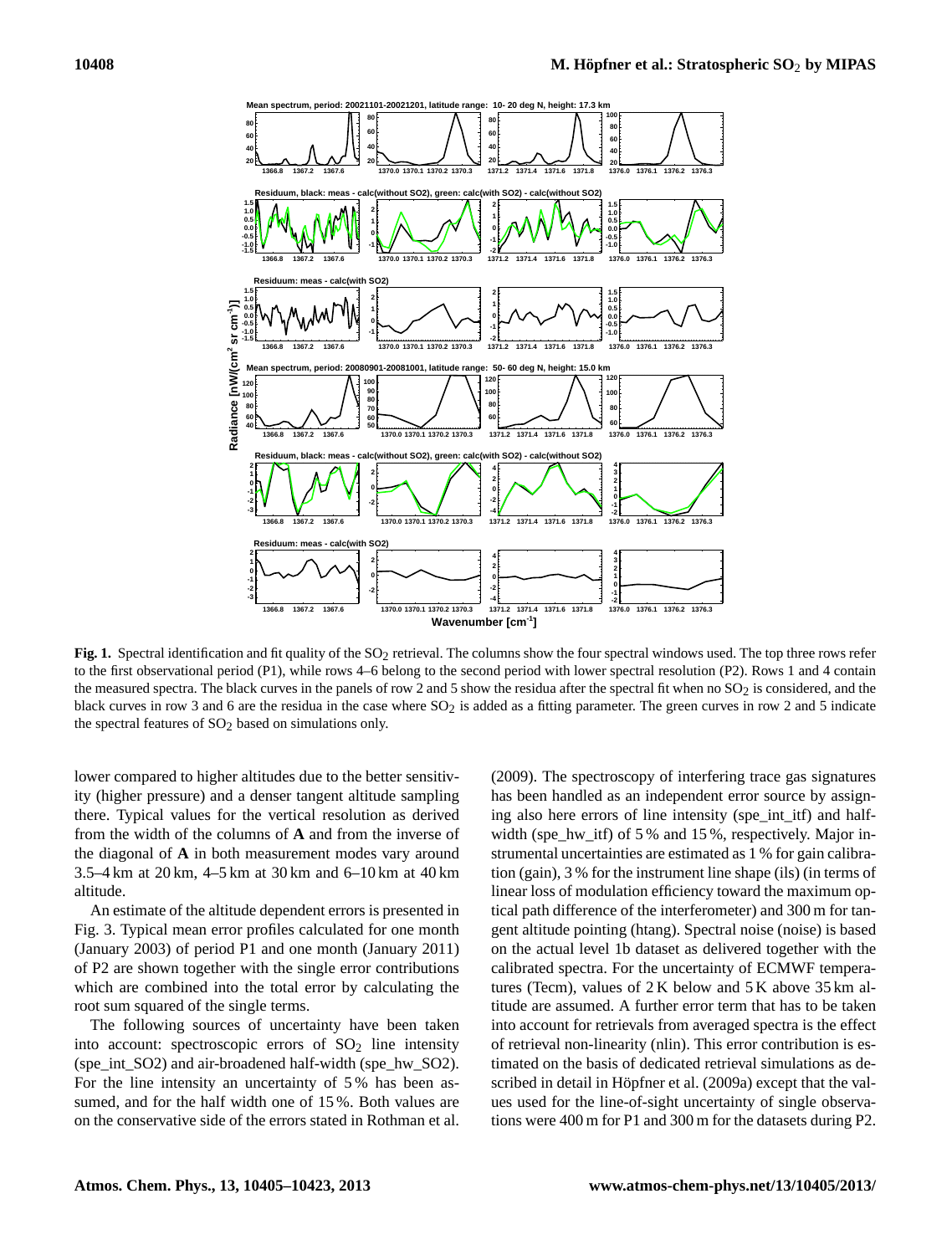**Fig. 1.** Spectral identification and fit quality of the $SO_2$ retrieval. The columns show the four spectral windows used. The top three rows refer to the first observational period (P1), while rows 4–6 belong to the second period with lower spectral resolution (P2). Rows 1 and 4 contain the measured spectra. The black curves in the panels of row 2 and 5 show the residua after the spectral fit when no $SO_2$ is considered, and the black curves in row 3 and 6 are the residua in the case where $SO_2$ is added as a fitting parameter. The green curves in row 2 and 5 indicate the spectral features of $SO_2$ based on simulations only.

lower compared to higher altitudes due to the better sensitivity (higher pressure) and a denser tangent altitude sampling there. Typical values for the vertical resolution as derived from the width of the columns of **A** and from the inverse of the diagonal of **A** in both measurement modes vary around 3.5–4 km at 20 km, 4–5 km at 30 km and 6–10 km at 40 km altitude.

An estimate of the altitude dependent errors is presented in Fig. 3. Typical mean error profiles calculated for one month (January 2003) of period P1 and one month (January 2011) of P2 are shown together with the single error contributions which are combined into the total error by calculating the root sum squared of the single terms.

The following sources of uncertainty have been taken into account: spectroscopic errors of $SO_2$ line intensity (spe_int_SO2) and air-broadened half-width (spe_hw_SO2). For the line intensity an uncertainty of 5 % has been assumed, and for the half width one of 15 %. Both values are on the conservative side of the errors stated in Rothman et al. (2009). The spectroscopy of interfering trace gas signatures has been handled as an independent error source by assigning also here errors of line intensity (spe_int_itf) and half-width (spe_hw_itf) of 5 % and 15 %, respectively. Major instrumental uncertainties are estimated as 1 % for gain calibration (gain), 3 % for the instrument line shape (ils) (in terms of linear loss of modulation efficiency toward the maximum optical path difference of the interferometer) and 300 m for tangent altitude pointing (htang). Spectral noise (noise) is based on the actual level 1b dataset as delivered together with the calibrated spectra. For the uncertainty of ECMWF temperatures (Tecm), values of 2 K below and 5 K above 35 km altitude are assumed. A further error term that has to be taken into account for retrievals from averaged spectra is the effect of retrieval non-linearity (nlin). This error contribution is estimated on the basis of dedicated retrieval simulations as described in detail in Höpfner et al. (2009a) except that the values used for the line-of-sight uncertainty of single observations were 400 m for P1 and 300 m for the datasets during P2.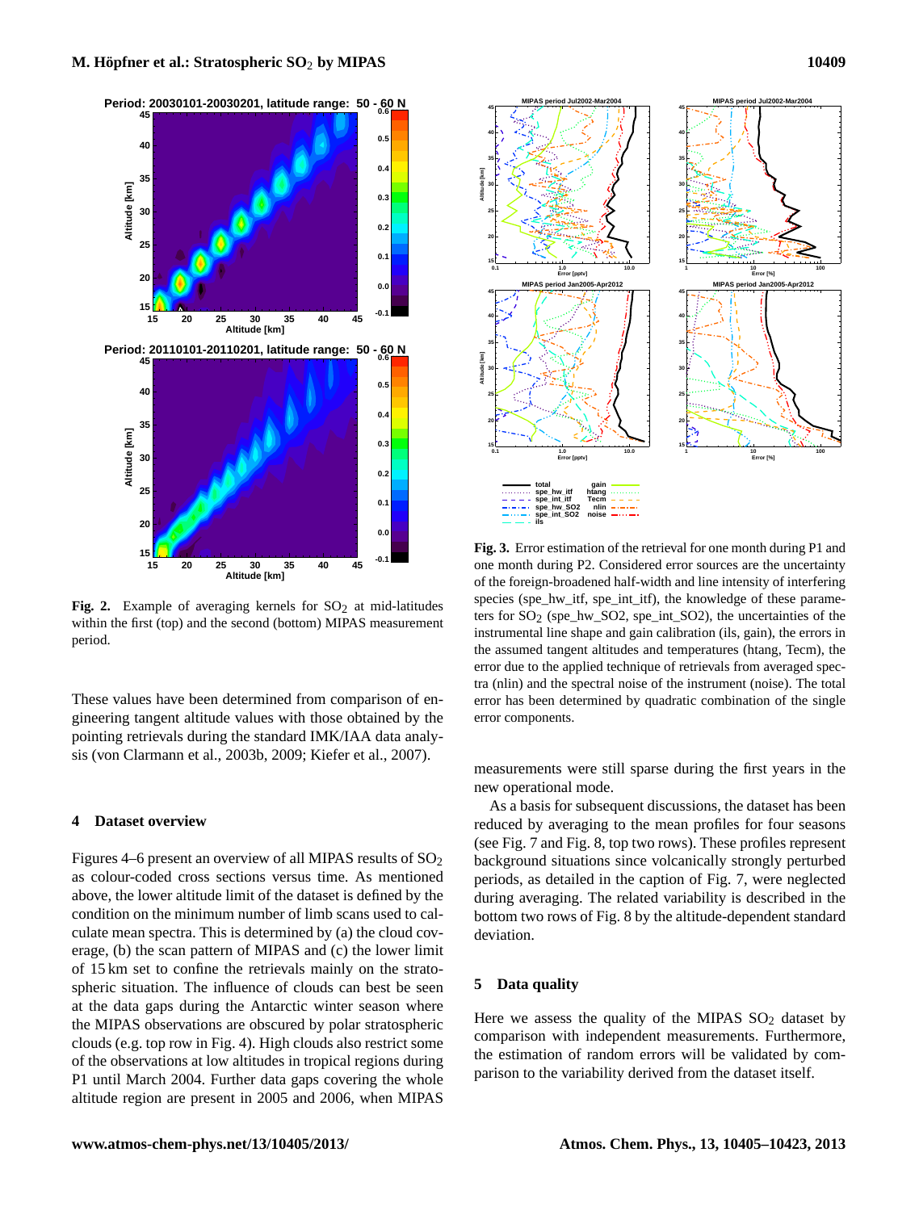**Fig. 2.** Example of averaging kernels for $SO_2$ at mid-latitudes within the first (top) and the second (bottom) MIPAS measurement period.

**Fig. 3.** Error estimation of the retrieval for one month during P1 and one month during P2. Considered error sources are the uncertainty of the foreign-broadened half-width and line intensity of interfering species (spe_hw_itf, spe_int_itf), the knowledge of these parameters for $SO_2$ (spe_hw_SO2, spe_int_SO2), the uncertainties of the instrumental line shape and gain calibration (ils, gain), the errors in the assumed tangent altitudes and temperatures (htang, Tecm), the error due to the applied technique of retrievals from averaged spectra (nlin) and the spectral noise of the instrument (noise). The total error has been determined by quadratic combination of the single error components.

These values have been determined from comparison of engineering tangent altitude values with those obtained by the pointing retrievals during the standard IMK/IAA data analysis (von Clarmann et al., 2003b, 2009; Kiefer et al., 2007).

## 4 Dataset overview

Figures 4–6 present an overview of all MIPAS results of $SO_2$ as colour-coded cross sections versus time. As mentioned above, the lower altitude limit of the dataset is defined by the condition on the minimum number of limb scans used to calculate mean spectra. This is determined by (a) the cloud coverage, (b) the scan pattern of MIPAS and (c) the lower limit of 15 km set to confine the retrievals mainly on the stratospheric situation. The influence of clouds can best be seen at the data gaps during the Antarctic winter season where the MIPAS observations are obscured by polar stratospheric clouds (e.g. top row in Fig. 4). High clouds also restrict some of the observations at low altitudes in tropical regions during P1 until March 2004. Further data gaps covering the whole altitude region are present in 2005 and 2006, when MIPAS measurements were still sparse during the first years in the new operational mode.

As a basis for subsequent discussions, the dataset has been reduced by averaging to the mean profiles for four seasons (see Fig. 7 and Fig. 8, top two rows). These profiles represent background situations since volcanically strongly perturbed periods, as detailed in the caption of Fig. 7, were neglected during averaging. The related variability is described in the bottom two rows of Fig. 8 by the altitude-dependent standard deviation.

## 5 Data quality

Here we assess the quality of the MIPAS $SO_2$ dataset by comparison with independent measurements. Furthermore, the estimation of random errors will be validated by comparison to the variability derived from the dataset itself.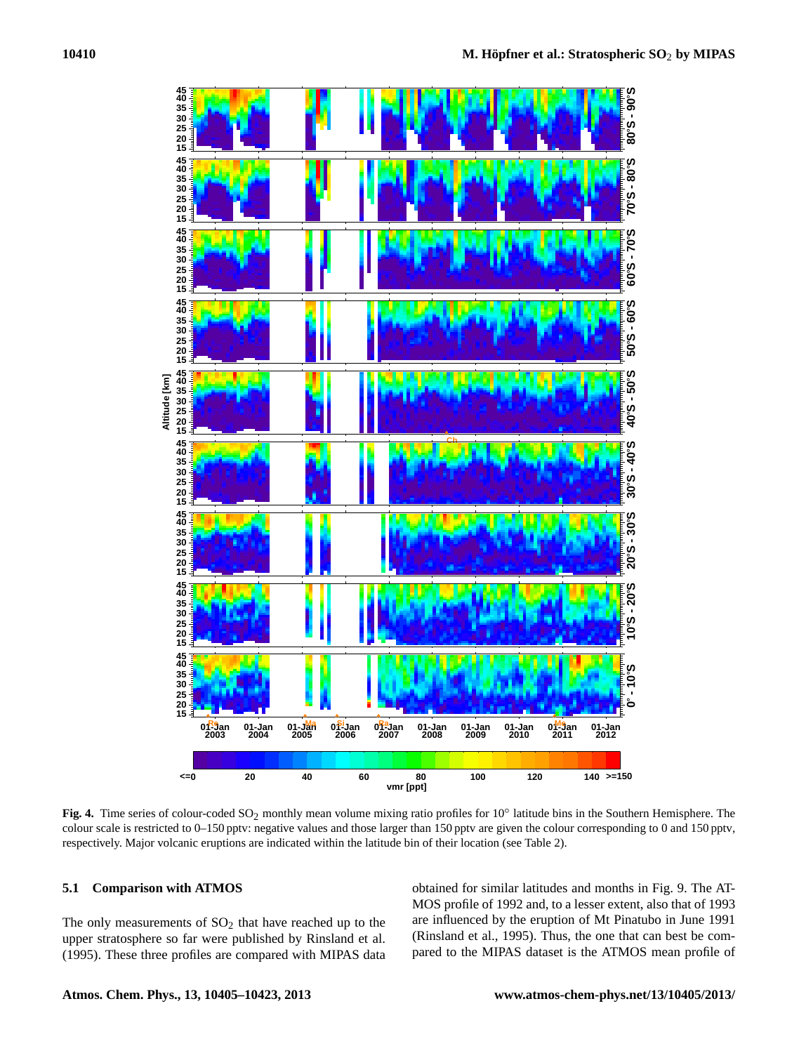**Fig. 4.** Time series of colour-coded $SO_2$ monthly mean volume mixing ratio profiles for 10° latitude bins in the Southern Hemisphere. The colour scale is restricted to 0–150 pptv: negative values and those larger than 150 pptv are given the colour corresponding to 0 and 150 pptv, respectively. Major volcanic eruptions are indicated within the latitude bin of their location (see Table 2).

### 5.1 Comparison with ATMOS

The only measurements of $SO_2$ that have reached up to the upper stratosphere so far were published by Rinsland et al. (1995). These three profiles are compared with MIPAS data obtained for similar latitudes and months in Fig. 9. The ATMOS profile of 1992 and, to a lesser extent, also that of 1993 are influenced by the eruption of Mt Pinatubo in June 1991 (Rinsland et al., 1995). Thus, the one that can best be compared to the MIPAS dataset is the ATMOS mean profile of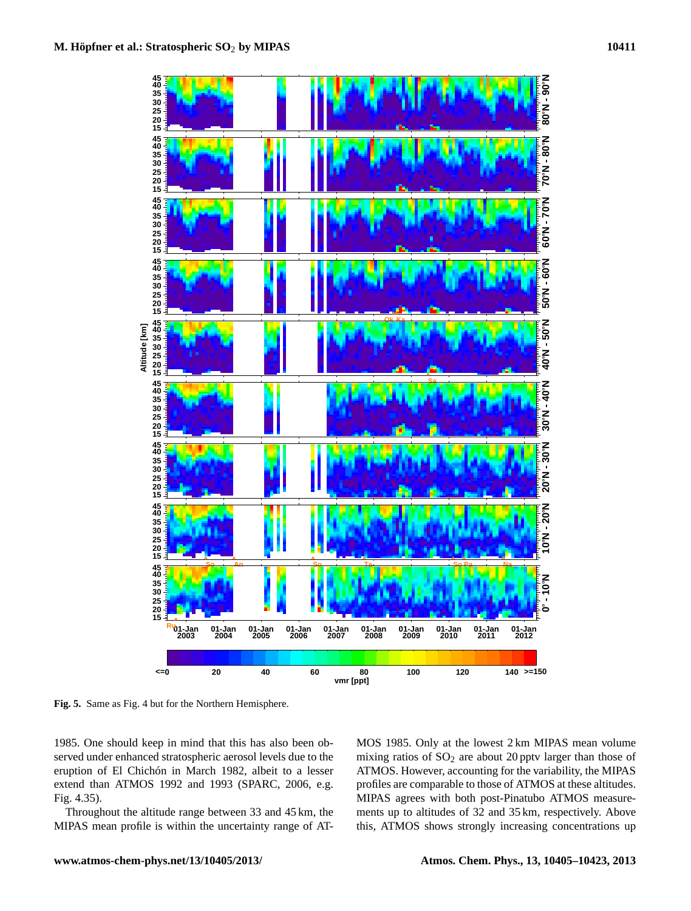Fig. 5. Same as Fig. 4 but for the Northern Hemisphere.

1985. One should keep in mind that this has also been observed under enhanced stratospheric aerosol levels due to the eruption of El Chichón in March 1982, albeit to a lesser extend than ATMOS 1992 and 1993 (SPARC, 2006, e.g. Fig. 4.35).

Throughout the altitude range between 33 and 45 km, the MIPAS mean profile is within the uncertainty range of ATMOS 1985. Only at the lowest 2 km MIPAS mean volume mixing ratios of $SO_2$ are about 20 pptv larger than those of ATMOS. However, accounting for the variability, the MIPAS profiles are comparable to those of ATMOS at these altitudes. MIPAS agrees with both post-Pinatubo ATMOS measurements up to altitudes of 32 and 35 km, respectively. Above this, ATMOS shows strongly increasing concentrations up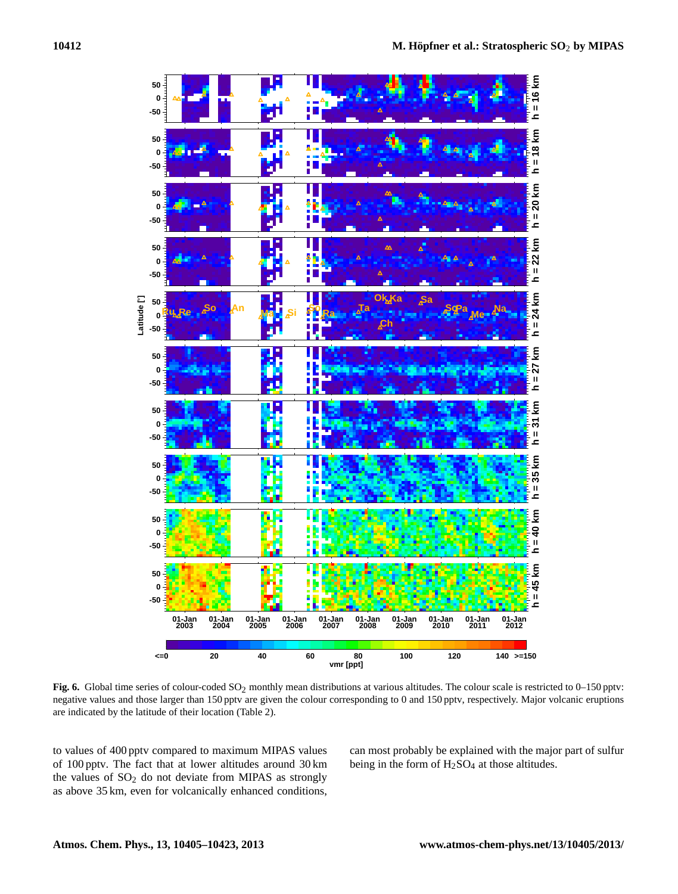**Fig. 6.** Global time series of colour-coded $SO_2$ monthly mean distributions at various altitudes. The colour scale is restricted to 0–150 pptv: negative values and those larger than 150 pptv are given the colour corresponding to 0 and 150 pptv, respectively. Major volcanic eruptions are indicated by the latitude of their location (Table 2).

to values of 400 pptv compared to maximum MIPAS values of 100 pptv. The fact that at lower altitudes around 30 km the values of $SO_2$ do not deviate from MIPAS as strongly as above 35 km, even for volcanically enhanced conditions, can most probably be explained with the major part of sulfur being in the form of $H_2SO_4$ at those altitudes.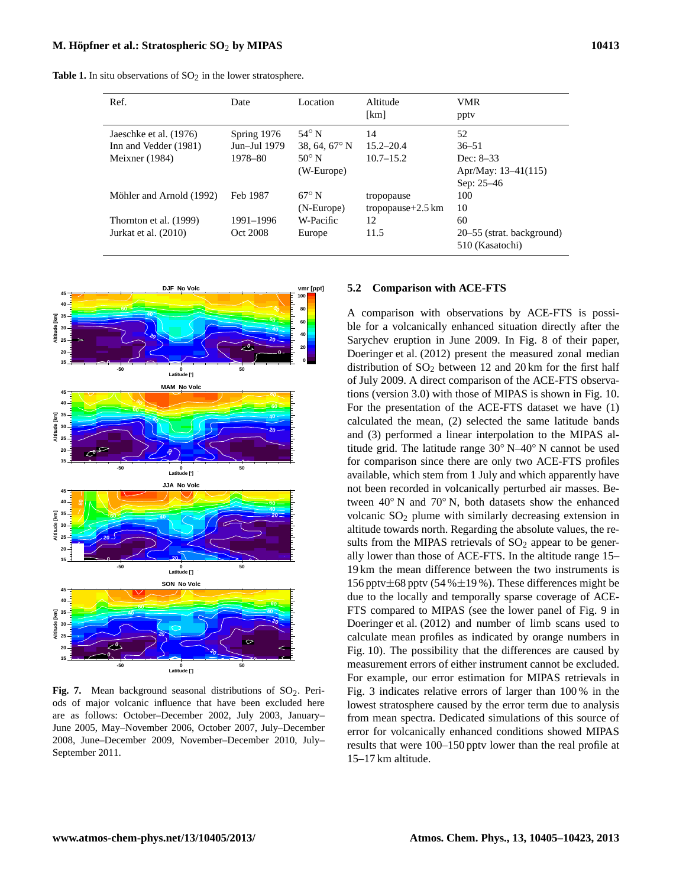**Table 1.** In situ observations of $SO_2$ in the lower stratosphere.

| Ref. | Date | Location | Altitude [km] | VMR pptv |
|---|---|---|---|---|
| Jaeschke et al. (1976) | Spring 1976 | 54° N | 14 | 52 |
| Inn and Vedder (1981) | Jun–Jul 1979 | 38, 64, 67° N | 15.2–20.4 | 36–51 |
| Meixner (1984) | 1978–80 | 50° N (W-Europe) | 10.7–15.2 | Dec: 8–33<br>Apr/May: 13–41(115)<br>Sep: 25–46 |
| Möhler and Arnold (1992) | Feb 1987 | 67° N (N-Europe) | tropopause<br>tropopause+2.5 km | 100<br>10 |
| Thornton et al. (1999) | 1991–1996 | W-Pacific | 12 | 60 |
| Jurkat et al. (2010) | Oct 2008 | Europe | 11.5 | 20–55 (strat. background)<br>510 (Kasatochi) |

**Fig. 7.** Mean background seasonal distributions of $SO_2$. Periods of major volcanic influence that have been excluded here are as follows: October–December 2002, July 2003, January–June 2005, May–November 2006, October 2007, July–December 2008, June–December 2009, November–December 2010, July–September 2011.

### 5.2 Comparison with ACE-FTS

A comparison with observations by ACE-FTS is possible for a volcanically enhanced situation directly after the Sarychev eruption in June 2009. In Fig. 8 of their paper, Doeringer et al. (2012) present the measured zonal median distribution of $SO_2$ between 12 and 20 km for the first half of July 2009. A direct comparison of the ACE-FTS observations (version 3.0) with those of MIPAS is shown in Fig. 10. For the presentation of the ACE-FTS dataset we have (1) calculated the mean, (2) selected the same latitude bands and (3) performed a linear interpolation to the MIPAS altitude grid. The latitude range 30° N–40° N cannot be used for comparison since there are only two ACE-FTS profiles available, which stem from 1 July and which apparently have not been recorded in volcanically perturbed air masses. Between 40° N and 70° N, both datasets show the enhanced volcanic $SO_2$ plume with similarly decreasing extension in altitude towards north. Regarding the absolute values, the results from the MIPAS retrievals of $SO_2$ appear to be generally lower than those of ACE-FTS. In the altitude range 15–19 km the mean difference between the two instruments is 156 pptv±68 pptv (54 %±19 %). These differences might be due to the locally and temporally sparse coverage of ACE-FTS compared to MIPAS (see the lower panel of Fig. 9 in Doeringer et al. (2012) and number of limb scans used to calculate mean profiles as indicated by orange numbers in Fig. 10). The possibility that the differences are caused by measurement errors of either instrument cannot be excluded. For example, our error estimation for MIPAS retrievals in Fig. 3 indicates relative errors of larger than 100 % in the lowest stratosphere caused by the error term due to analysis from mean spectra. Dedicated simulations of this source of error for volcanically enhanced conditions showed MIPAS results that were 100–150 pptv lower than the real profile at 15–17 km altitude.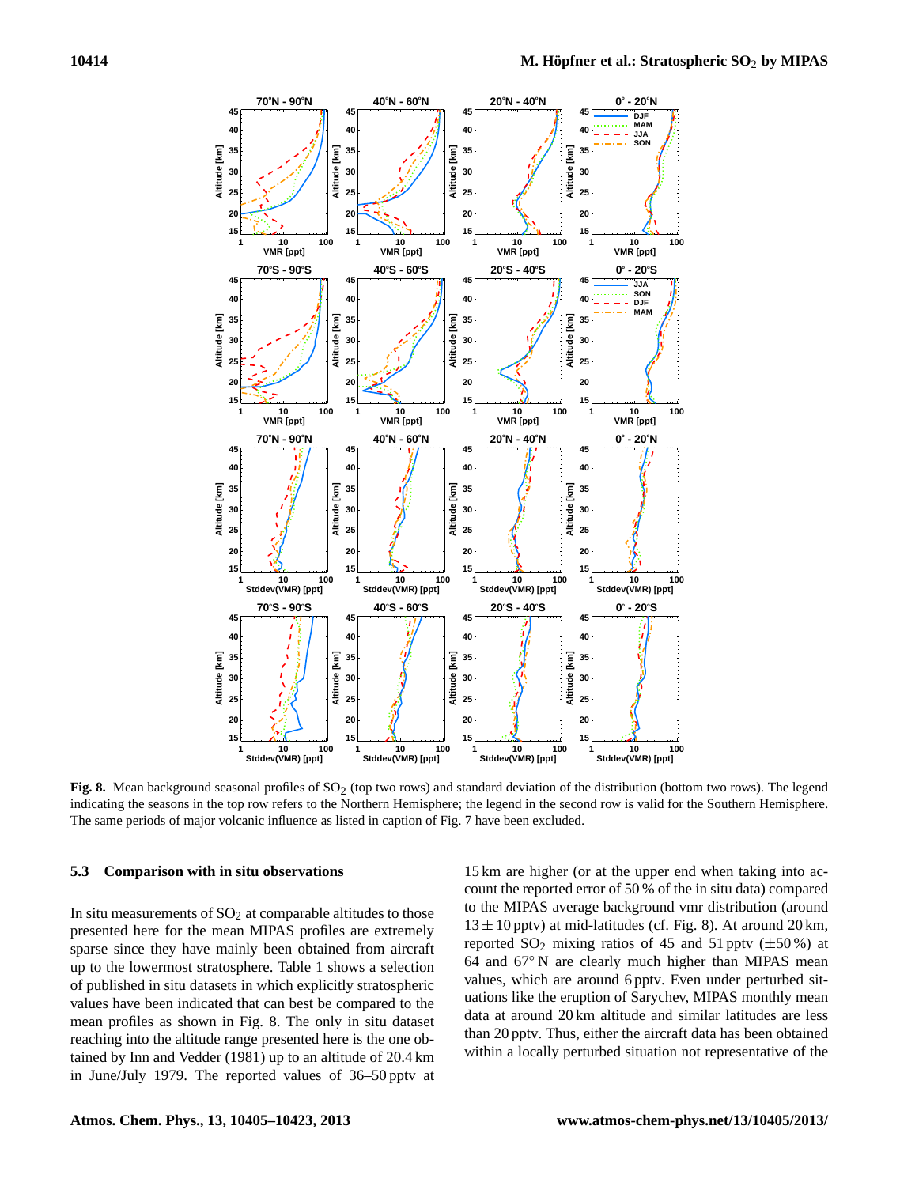**Fig. 8.** Mean background seasonal profiles of $SO_2$ (top two rows) and standard deviation of the distribution (bottom two rows). The legend indicating the seasons in the top row refers to the Northern Hemisphere; the legend in the second row is valid for the Southern Hemisphere. The same periods of major volcanic influence as listed in caption of Fig. 7 have been excluded.

### 5.3 Comparison with in situ observations

In situ measurements of $SO_2$ at comparable altitudes to those presented here for the mean MIPAS profiles are extremely sparse since they have mainly been obtained from aircraft up to the lowermost stratosphere. Table 1 shows a selection of published in situ datasets in which explicitly stratospheric values have been indicated that can best be compared to the mean profiles as shown in Fig. 8. The only in situ dataset reaching into the altitude range presented here is the one obtained by Inn and Vedder (1981) up to an altitude of 20.4 km in June/July 1979. The reported values of 36–50 pptv at 15 km are higher (or at the upper end when taking into account the reported error of 50 % of the in situ data) compared to the MIPAS average background vmr distribution (around $13 \pm 10$ pptv) at mid-latitudes (cf. Fig. 8). At around 20 km, reported $SO_2$ mixing ratios of 45 and 51 pptv ($\pm 50$ %) at 64 and 67° N are clearly much higher than MIPAS mean values, which are around 6 pptv. Even under perturbed situations like the eruption of Sarychev, MIPAS monthly mean data at around 20 km altitude and similar latitudes are less than 20 pptv. Thus, either the aircraft data has been obtained within a locally perturbed situation not representative of the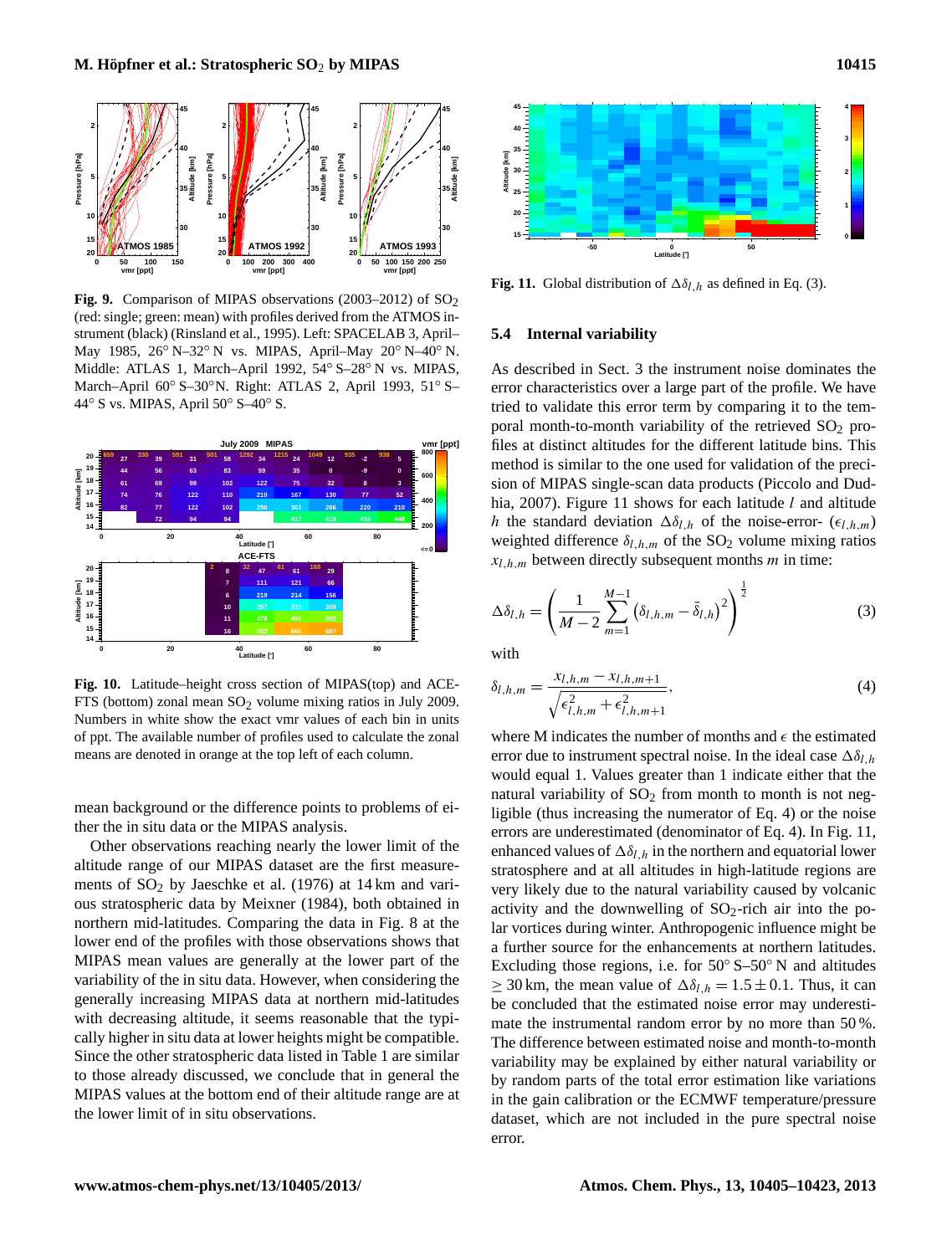**Fig. 9.** Comparison of MIPAS observations (2003–2012) of $SO_2$ (red: single; green: mean) with profiles derived from the ATMOS instrument (black) (Rinsland et al., 1995). Left: SPACELAB 3, April–May 1985, 26° N–32° N vs. MIPAS, April–May 20° N–40° N. Middle: ATLAS 1, March–April 1992, 54° S–28° N vs. MIPAS, March–April 60° S–30° N. Right: ATLAS 2, April 1993, 51° S–44° S vs. MIPAS, April 50° S–40° S.

**Fig. 10.** Latitude–height cross section of MIPAS(top) and ACE-FTS (bottom) zonal mean $SO_2$ volume mixing ratios in July 2009. Numbers in white show the exact vmr values of each bin in units of ppt. The available number of profiles used to calculate the zonal means are denoted in orange at the top left of each column.

mean background or the difference points to problems of either the in situ data or the MIPAS analysis.

Other observations reaching nearly the lower limit of the altitude range of our MIPAS dataset are the first measurements of $SO_2$ by Jaeschke et al. (1976) at 14 km and various stratospheric data by Meixner (1984), both obtained in northern mid-latitudes. Comparing the data in Fig. 8 at the lower end of the profiles with those observations shows that MIPAS mean values are generally at the lower part of the variability of the in situ data. However, when considering the generally increasing MIPAS data at northern mid-latitudes with decreasing altitude, it seems reasonable that the typically higher in situ data at lower heights might be compatible. Since the other stratospheric data listed in Table 1 are similar to those already discussed, we conclude that in general the MIPAS values at the bottom end of their altitude range are at the lower limit of in situ observations.

**Fig. 11.** Global distribution of $\Delta\delta_{l,h}$ as defined in Eq. (3).

### 5.4 Internal variability

As described in Sect. 3 the instrument noise dominates the error characteristics over a large part of the profile. We have tried to validate this error term by comparing it to the temporal month-to-month variability of the retrieved $SO_2$ profiles at distinct altitudes for the different latitude bins. This method is similar to the one used for validation of the precision of MIPAS single-scan data products (Piccolo and Dudhia, 2007). Figure 11 shows for each latitude $l$ and altitude $h$ the standard deviation $\Delta\delta_{l,h}$ of the noise-error- ($\epsilon_{l,h,m}$) weighted difference $\delta_{l,h,m}$ of the $SO_2$ volume mixing ratios $x_{l,h,m}$ between directly subsequent months $m$ in time:

$$\Delta\delta_{l,h} = \left(\frac{1}{M-2}\sum_{m=1}^{M-1}\left(\delta_{l,h,m}-\bar{\delta}_{l,h}\right)^2\right)^{\frac{1}{2}} \tag{3}$$

with

$$\delta_{l,h,m} = \frac{x_{l,h,m}-x_{l,h,m+1}}{\sqrt{\epsilon^2_{l,h,m}+\epsilon^2_{l,h,m+1}}}, \tag{4}$$

where M indicates the number of months and $\epsilon$ the estimated error due to instrument spectral noise. In the ideal case $\Delta\delta_{l,h}$ would equal 1. Values greater than 1 indicate either that the natural variability of $SO_2$ from month to month is not negligible (thus increasing the numerator of Eq. 4) or the noise errors are underestimated (denominator of Eq. 4). In Fig. 11, enhanced values of $\Delta\delta_{l,h}$ in the northern and equatorial lower stratosphere and at all altitudes in high-latitude regions are very likely due to the natural variability caused by volcanic activity and the downwelling of $SO_2$-rich air into the polar vortices during winter. Anthropogenic influence might be a further source for the enhancements at northern latitudes. Excluding those regions, i.e. for 50° S–50° N and altitudes $\geq 30$ km, the mean value of $\Delta\delta_{l,h} = 1.5 \pm 0.1$. Thus, it can be concluded that the estimated noise error may underestimate the instrumental random error by no more than 50 %. The difference between estimated noise and month-to-month variability may be explained by either natural variability or by random parts of the total error estimation like variations in the gain calibration or the ECMWF temperature/pressure dataset, which are not included in the pure spectral noise error.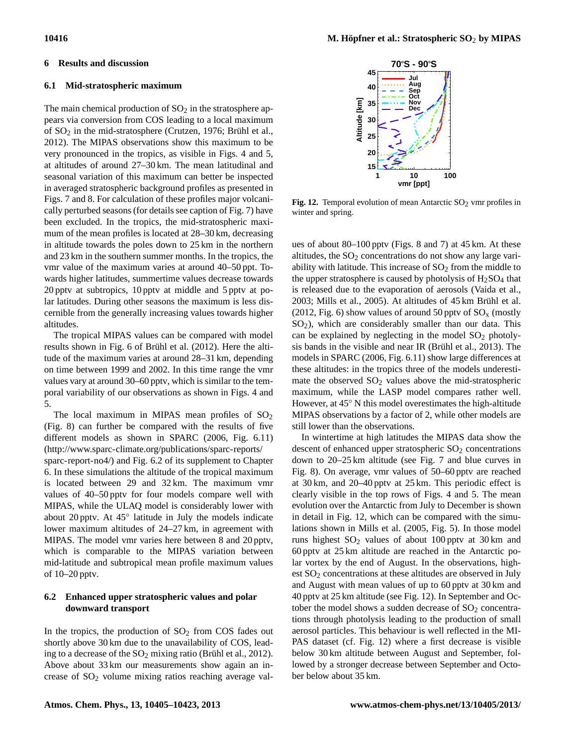## 6 Results and discussion

### 6.1 Mid-stratospheric maximum

The main chemical production of $SO_2$ in the stratosphere appears via conversion from COS leading to a local maximum of $SO_2$ in the mid-stratosphere (Crutzen, 1976; Brühl et al., 2012). The MIPAS observations show this maximum to be very pronounced in the tropics, as visible in Figs. 4 and 5, at altitudes of around 27–30 km. The mean latitudinal and seasonal variation of this maximum can better be inspected in averaged stratospheric background profiles as presented in Figs. 7 and 8. For calculation of these profiles major volcanically perturbed seasons (for details see caption of Fig. 7) have been excluded. In the tropics, the mid-stratospheric maximum of the mean profiles is located at 28–30 km, decreasing in altitude towards the poles down to 25 km in the northern and 23 km in the southern summer months. In the tropics, the vmr value of the maximum varies at around 40–50 ppt. Towards higher latitudes, summertime values decrease towards 20 pptv at subtropics, 10 pptv at middle and 5 pptv at polar latitudes. During other seasons the maximum is less discernible from the generally increasing values towards higher altitudes.

The tropical MIPAS values can be compared with model results shown in Fig. 6 of Brühl et al. (2012). Here the altitude of the maximum varies at around 28–31 km, depending on time between 1999 and 2002. In this time range the vmr values vary at around 30–60 pptv, which is similar to the temporal variability of our observations as shown in Figs. 4 and 5.

The local maximum in MIPAS mean profiles of $SO_2$ (Fig. 8) can further be compared with the results of five different models as shown in SPARC (2006, Fig. 6.11) (http://www.sparc-climate.org/publications/sparc-reports/sparc-report-no4/) and Fig. 6.2 of its supplement to Chapter 6. In these simulations the altitude of the tropical maximum is located between 29 and 32 km. The maximum vmr values of 40–50 pptv for four models compare well with MIPAS, while the ULAQ model is considerably lower with about 20 pptv. At 45° latitude in July the models indicate lower maximum altitudes of 24–27 km, in agreement with MIPAS. The model vmr varies here between 8 and 20 pptv, which is comparable to the MIPAS variation between mid-latitude and subtropical mean profile maximum values of 10–20 pptv.

### 6.2 Enhanced upper stratospheric values and polar downward transport

In the tropics, the production of $SO_2$ from COS fades out shortly above 30 km due to the unavailability of COS, leading to a decrease of the $SO_2$ mixing ratio (Brühl et al., 2012). Above about 33 km our measurements show again an increase of $SO_2$ volume mixing ratios reaching average values of about 80–100 pptv (Figs. 8 and 7) at 45 km. At these altitudes, the $SO_2$ concentrations do not show any large variability with latitude. This increase of $SO_2$ from the middle to the upper stratosphere is caused by photolysis of $H_2SO_4$ that is released due to the evaporation of aerosols (Vaida et al., 2003; Mills et al., 2005). At altitudes of 45 km Brühl et al. (2012, Fig. 6) show values of around 50 pptv of $SO_x$ (mostly $SO_2$), which are considerably smaller than our data. This can be explained by neglecting in the model $SO_2$ photolysis bands in the visible and near IR (Brühl et al., 2013). The models in SPARC (2006, Fig. 6.11) show large differences at these altitudes: in the tropics three of the models underestimate the observed $SO_2$ values above the mid-stratospheric maximum, while the LASP model compares rather well. However, at 45° N this model overestimates the high-altitude MIPAS observations by a factor of 2, while other models are still lower than the observations.

In wintertime at high latitudes the MIPAS data show the descent of enhanced upper stratospheric $SO_2$ concentrations down to 20–25 km altitude (see Fig. 7 and blue curves in Fig. 8). On average, vmr values of 50–60 pptv are reached at 30 km, and 20–40 pptv at 25 km. This periodic effect is clearly visible in the top rows of Figs. 4 and 5. The mean evolution over the Antarctic from July to December is shown in detail in Fig. 12, which can be compared with the simulations shown in Mills et al. (2005, Fig. 5). In those model runs highest $SO_2$ values of about 100 pptv at 30 km and 60 pptv at 25 km altitude are reached in the Antarctic polar vortex by the end of August. In the observations, highest $SO_2$ concentrations at these altitudes are observed in July and August with mean values of up to 60 pptv at 30 km and 40 pptv at 25 km altitude (see Fig. 12). In September and October the model shows a sudden decrease of $SO_2$ concentrations through photolysis leading to the production of small aerosol particles. This behaviour is well reflected in the MIPAS dataset (cf. Fig. 12) where a first decrease is visible below 30 km altitude between August and September, followed by a stronger decrease between September and October below about 35 km.

**Fig. 12.** Temporal evolution of mean Antarctic $SO_2$ vmr profiles in winter and spring.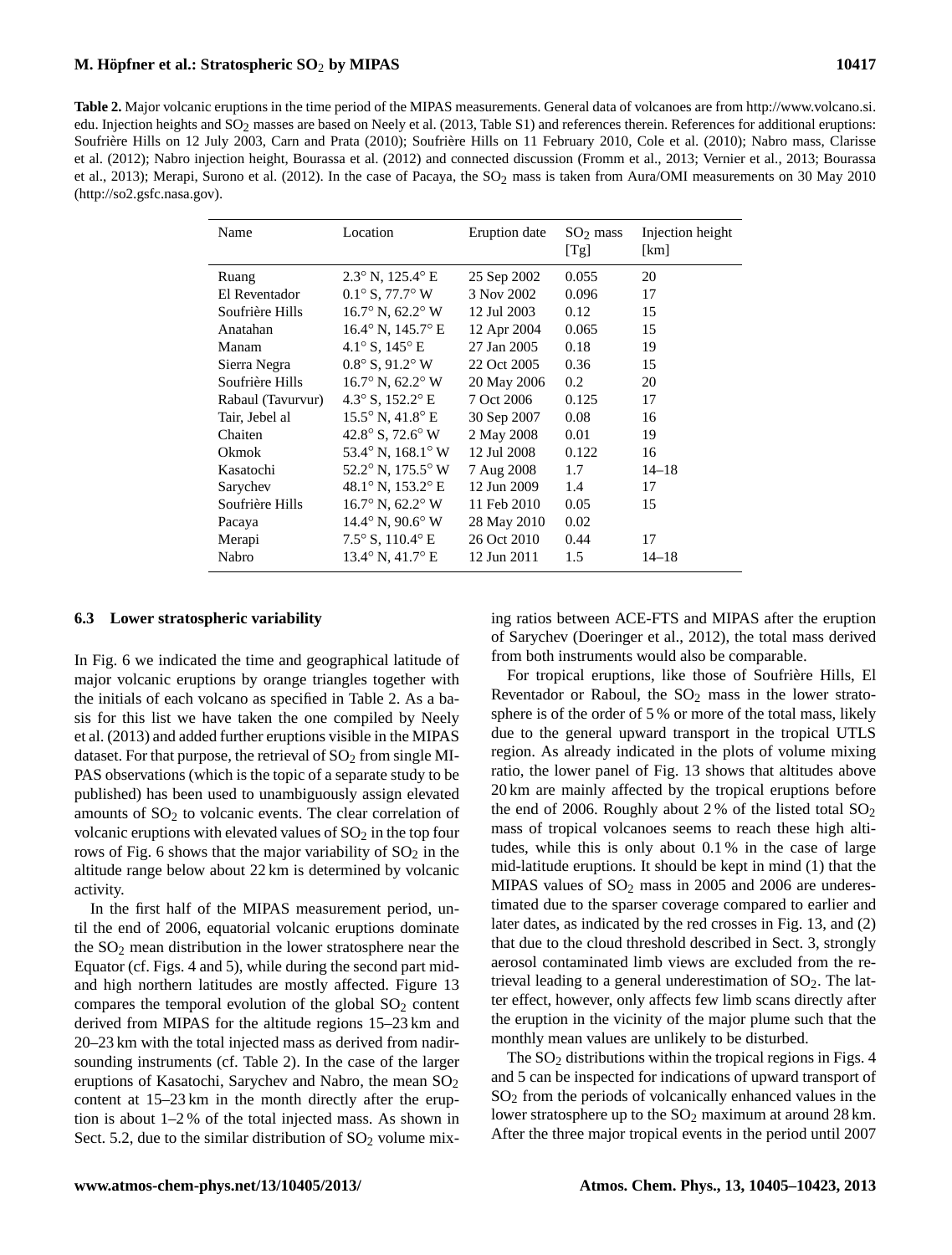**Table 2.** Major volcanic eruptions in the time period of the MIPAS measurements. General data of volcanoes are from http://www.volcano.si.edu. Injection heights and $SO_2$ masses are based on Neely et al. (2013, Table S1) and references therein. References for additional eruptions: Soufrière Hills on 12 July 2003, Carn and Prata (2010); Soufrière Hills on 11 February 2010, Cole et al. (2010); Nabro mass, Clarisse et al. (2012); Nabro injection height, Bourassa et al. (2012) and connected discussion (Fromm et al., 2013; Vernier et al., 2013; Bourassa et al., 2013); Merapi, Surono et al. (2012). In the case of Pacaya, the $SO_2$ mass is taken from Aura/OMI measurements on 30 May 2010 (http://so2.gsfc.nasa.gov).

| Name | Location | Eruption date | $SO_2$ mass [Tg] | Injection height [km] |
|---|---|---|---|---|
| Ruang | 2.3° N, 125.4° E | 25 Sep 2002 | 0.055 | 20 |
| El Reventador | 0.1° S, 77.7° W | 3 Nov 2002 | 0.096 | 17 |
| Soufrière Hills | 16.7° N, 62.2° W | 12 Jul 2003 | 0.12 | 15 |
| Anatahan | 16.4° N, 145.7° E | 12 Apr 2004 | 0.065 | 15 |
| Manam | 4.1° S, 145° E | 27 Jan 2005 | 0.18 | 19 |
| Sierra Negra | 0.8° S, 91.2° W | 22 Oct 2005 | 0.36 | 15 |
| Soufrière Hills | 16.7° N, 62.2° W | 20 May 2006 | 0.2 | 20 |
| Rabaul (Tavurvur) | 4.3° S, 152.2° E | 7 Oct 2006 | 0.125 | 17 |
| Tair, Jebel al | 15.5° N, 41.8° E | 30 Sep 2007 | 0.08 | 16 |
| Chaiten | 42.8° S, 72.6° W | 2 May 2008 | 0.01 | 19 |
| Okmok | 53.4° N, 168.1° W | 12 Jul 2008 | 0.122 | 16 |
| Kasatochi | 52.2° N, 175.5° W | 7 Aug 2008 | 1.7 | 14–18 |
| Sarychev | 48.1° N, 153.2° E | 12 Jun 2009 | 1.4 | 17 |
| Soufrière Hills | 16.7° N, 62.2° W | 11 Feb 2010 | 0.05 | 15 |
| Pacaya | 14.4° N, 90.6° W | 28 May 2010 | 0.02 | |
| Merapi | 7.5° S, 110.4° E | 26 Oct 2010 | 0.44 | 17 |
| Nabro | 13.4° N, 41.7° E | 12 Jun 2011 | 1.5 | 14–18 |

### 6.3 Lower stratospheric variability

In Fig. 6 we indicated the time and geographical latitude of major volcanic eruptions by orange triangles together with the initials of each volcano as specified in Table 2. As a basis for this list we have taken the one compiled by Neely et al. (2013) and added further eruptions visible in the MIPAS dataset. For that purpose, the retrieval of $SO_2$ from single MIPAS observations (which is the topic of a separate study to be published) has been used to unambiguously assign elevated amounts of $SO_2$ to volcanic events. The clear correlation of volcanic eruptions with elevated values of $SO_2$ in the top four rows of Fig. 6 shows that the major variability of $SO_2$ in the altitude range below about 22 km is determined by volcanic activity.

In the first half of the MIPAS measurement period, until the end of 2006, equatorial volcanic eruptions dominate the $SO_2$ mean distribution in the lower stratosphere near the Equator (cf. Figs. 4 and 5), while during the second part mid- and high northern latitudes are mostly affected. Figure 13 compares the temporal evolution of the global $SO_2$ content derived from MIPAS for the altitude regions 15–23 km and 20–23 km with the total injected mass as derived from nadir-sounding instruments (cf. Table 2). In the case of the larger eruptions of Kasatochi, Sarychev and Nabro, the mean $SO_2$ content at 15–23 km in the month directly after the eruption is about 1–2 % of the total injected mass. As shown in Sect. 5.2, due to the similar distribution of $SO_2$ volume mixing ratios between ACE-FTS and MIPAS after the eruption of Sarychev (Doeringer et al., 2012), the total mass derived from both instruments would also be comparable.

For tropical eruptions, like those of Soufrière Hills, El Reventador or Raboul, the $SO_2$ mass in the lower stratosphere is of the order of 5 % or more of the total mass, likely due to the general upward transport in the tropical UTLS region. As already indicated in the plots of volume mixing ratio, the lower panel of Fig. 13 shows that altitudes above 20 km are mainly affected by the tropical eruptions before the end of 2006. Roughly about 2 % of the listed total $SO_2$ mass of tropical volcanoes seems to reach these high altitudes, while this is only about 0.1 % in the case of large mid-latitude eruptions. It should be kept in mind (1) that the MIPAS values of $SO_2$ mass in 2005 and 2006 are underestimated due to the sparser coverage compared to earlier and later dates, as indicated by the red crosses in Fig. 13, and (2) that due to the cloud threshold described in Sect. 3, strongly aerosol contaminated limb views are excluded from the retrieval leading to a general underestimation of $SO_2$. The latter effect, however, only affects few limb scans directly after the eruption in the vicinity of the major plume such that the monthly mean values are unlikely to be disturbed.

The $SO_2$ distributions within the tropical regions in Figs. 4 and 5 can be inspected for indications of upward transport of $SO_2$ from the periods of volcanically enhanced values in the lower stratosphere up to the $SO_2$ maximum at around 28 km. After the three major tropical events in the period until 2007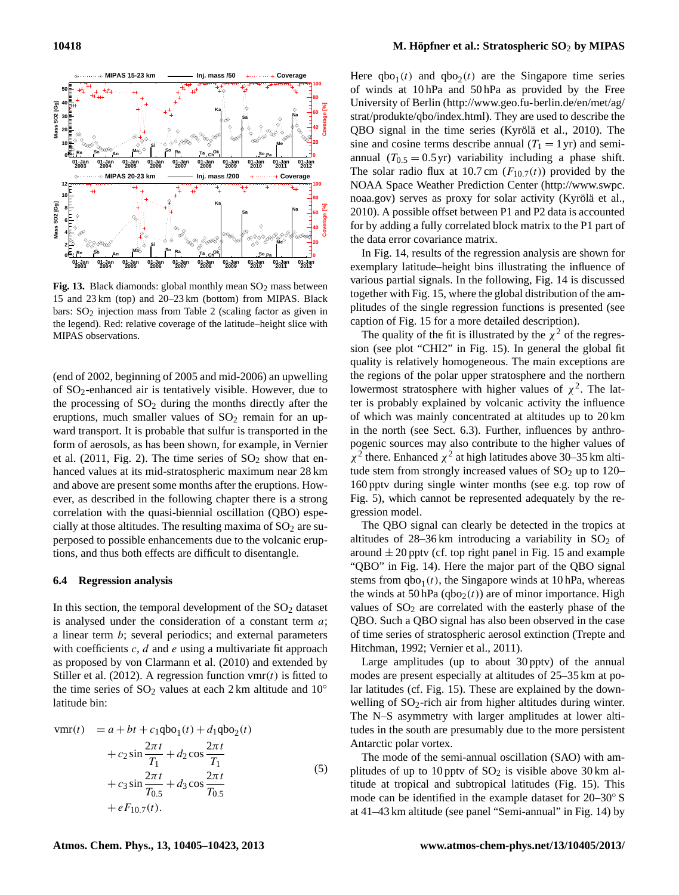**Fig. 13.** Black diamonds: global monthly mean $SO_2$ mass between 15 and 23 km (top) and 20–23 km (bottom) from MIPAS. Black bars: $SO_2$ injection mass from Table 2 (scaling factor as given in the legend). Red: relative coverage of the latitude–height slice with MIPAS observations.

(end of 2002, beginning of 2005 and mid-2006) an upwelling of $SO_2$-enhanced air is tentatively visible. However, due to the processing of $SO_2$ during the months directly after the eruptions, much smaller values of $SO_2$ remain for an upward transport. It is probable that sulfur is transported in the form of aerosols, as has been shown, for example, in Vernier et al. (2011, Fig. 2). The time series of $SO_2$ show that enhanced values at its mid-stratospheric maximum near 28 km and above are present some months after the eruptions. However, as described in the following chapter there is a strong correlation with the quasi-biennial oscillation (QBO) especially at those altitudes. The resulting maxima of $SO_2$ are superposed to possible enhancements due to the volcanic eruptions, and thus both effects are difficult to disentangle.

### 6.4 Regression analysis

In this section, the temporal development of the $SO_2$ dataset is analysed under the consideration of a constant term $a$; a linear term $b$; several periodics; and external parameters with coefficients $c$, $d$ and $e$ using a multivariate fit approach as proposed by von Clarmann et al. (2010) and extended by Stiller et al. (2012). A regression function $\mathrm{vmr}(t)$ is fitted to the time series of $SO_2$ values at each 2 km altitude and 10° latitude bin:

$$
\begin{aligned}
\mathrm{vmr}(t) \;&= a + bt + c_1 \mathrm{qbo}_1(t) + d_1 \mathrm{qbo}_2(t) \\
&+ c_2 \sin\frac{2\pi t}{T_1} + d_2 \cos\frac{2\pi t}{T_1} \\
&+ c_3 \sin\frac{2\pi t}{T_{0.5}} + d_3 \cos\frac{2\pi t}{T_{0.5}} \\
&+ e F_{10.7}(t).
\end{aligned}
\tag{5}
$$

Here $\mathrm{qbo}_1(t)$ and $\mathrm{qbo}_2(t)$ are the Singapore time series of winds at 10 hPa and 50 hPa as provided by the Free University of Berlin (http://www.geo.fu-berlin.de/en/met/ag/strat/produkte/qbo/index.html). They are used to describe the QBO signal in the time series (Kyrölä et al., 2010). The sine and cosine terms describe annual ($T_1 = 1$ yr) and semi-annual ($T_{0.5} = 0.5$ yr) variability including a phase shift. The solar radio flux at 10.7 cm ($F_{10.7}(t)$) provided by the NOAA Space Weather Prediction Center (http://www.swpc.noaa.gov) serves as proxy for solar activity (Kyrölä et al., 2010). A possible offset between P1 and P2 data is accounted for by adding a fully correlated block matrix to the P1 part of the data error covariance matrix.

In Fig. 14, results of the regression analysis are shown for exemplary latitude–height bins illustrating the influence of various partial signals. In the following, Fig. 14 is discussed together with Fig. 15, where the global distribution of the amplitudes of the single regression functions is presented (see caption of Fig. 15 for a more detailed description).

The quality of the fit is illustrated by the $\chi^2$ of the regression (see plot "CHI2" in Fig. 15). In general the global fit quality is relatively homogeneous. The main exceptions are the regions of the polar upper stratosphere and the northern lowermost stratosphere with higher values of $\chi^2$. The latter is probably explained by volcanic activity the influence of which was mainly concentrated at altitudes up to 20 km in the north (see Sect. 6.3). Further, influences by anthropogenic sources may also contribute to the higher values of $\chi^2$ there. Enhanced $\chi^2$ at high latitudes above 30–35 km altitude stem from strongly increased values of $SO_2$ up to 120–160 pptv during single winter months (see e.g. top row of Fig. 5), which cannot be represented adequately by the regression model.

The QBO signal can clearly be detected in the tropics at altitudes of 28–36 km introducing a variability in $SO_2$ of around $\pm 20$ pptv (cf. top right panel in Fig. 15 and example "QBO" in Fig. 14). Here the major part of the QBO signal stems from $\mathrm{qbo}_1(t)$, the Singapore winds at 10 hPa, whereas the winds at 50 hPa ($\mathrm{qbo}_2(t)$) are of minor importance. High values of $SO_2$ are correlated with the easterly phase of the QBO. Such a QBO signal has also been observed in the case of time series of stratospheric aerosol extinction (Trepte and Hitchman, 1992; Vernier et al., 2011).

Large amplitudes (up to about 30 pptv) of the annual modes are present especially at altitudes of 25–35 km at polar latitudes (cf. Fig. 15). These are explained by the downwelling of $SO_2$-rich air from higher altitudes during winter. The N–S asymmetry with larger amplitudes at lower altitudes in the south are presumably due to the more persistent Antarctic polar vortex.

The mode of the semi-annual oscillation (SAO) with amplitudes of up to 10 pptv of $SO_2$ is visible above 30 km altitude at tropical and subtropical latitudes (Fig. 15). This mode can be identified in the example dataset for 20–30° S at 41–43 km altitude (see panel "Semi-annual" in Fig. 14) by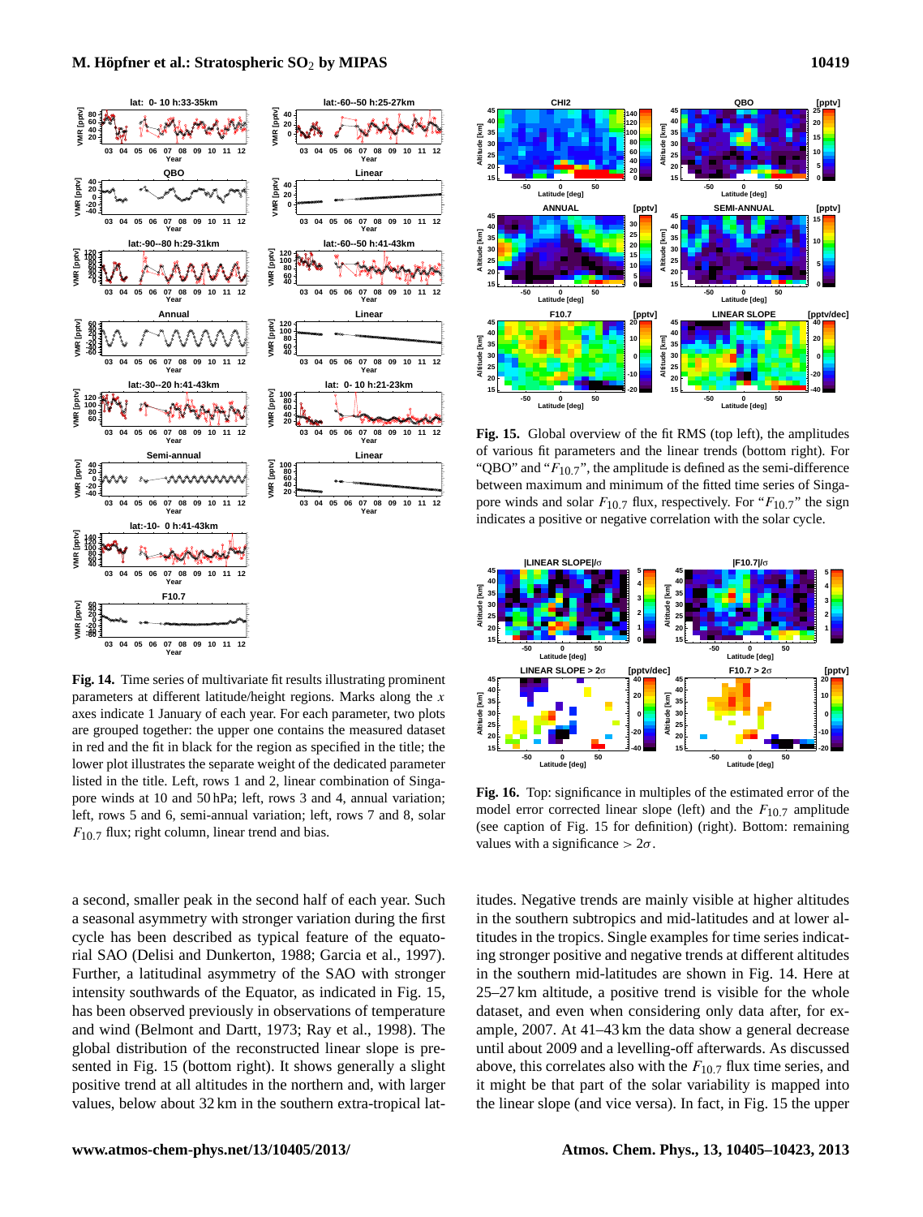**Fig. 14.** Time series of multivariate fit results illustrating prominent parameters at different latitude/height regions. Marks along the $x$ axes indicate 1 January of each year. For each parameter, two plots are grouped together: the upper one contains the measured dataset in red and the fit in black for the region as specified in the title; the lower plot illustrates the separate weight of the dedicated parameter listed in the title. Left, rows 1 and 2, linear combination of Singapore winds at 10 and 50 hPa; left, rows 3 and 4, annual variation; left, rows 5 and 6, semi-annual variation; left, rows 7 and 8, solar $F_{10.7}$ flux; right column, linear trend and bias.

**Fig. 15.** Global overview of the fit RMS (top left), the amplitudes of various fit parameters and the linear trends (bottom right). For "QBO" and "$F_{10.7}$", the amplitude is defined as the semi-difference between maximum and minimum of the fitted time series of Singapore winds and solar $F_{10.7}$ flux, respectively. For "$F_{10.7}$" the sign indicates a positive or negative correlation with the solar cycle.

**Fig. 16.** Top: significance in multiples of the estimated error of the model error corrected linear slope (left) and the $F_{10.7}$ amplitude (see caption of Fig. 15 for definition) (right). Bottom: remaining values with a significance $> 2\sigma$.

a second, smaller peak in the second half of each year. Such a seasonal asymmetry with stronger variation during the first cycle has been described as typical feature of the equatorial SAO (Delisi and Dunkerton, 1988; Garcia et al., 1997). Further, a latitudinal asymmetry of the SAO with stronger intensity southwards of the Equator, as indicated in Fig. 15, has been observed previously in observations of temperature and wind (Belmont and Dartt, 1973; Ray et al., 1998). The global distribution of the reconstructed linear slope is presented in Fig. 15 (bottom right). It shows generally a slight positive trend at all altitudes in the northern and, with larger values, below about 32 km in the southern extra-tropical latitudes. Negative trends are mainly visible at higher altitudes in the southern subtropics and mid-latitudes and at lower altitudes in the tropics. Single examples for time series indicating stronger positive and negative trends at different altitudes in the southern mid-latitudes are shown in Fig. 14. Here at 25–27 km altitude, a positive trend is visible for the whole dataset, and even when considering only data after, for example, 2007. At 41–43 km the data show a general decrease until about 2009 and a levelling-off afterwards. As discussed above, this correlates also with the $F_{10.7}$ flux time series, and it might be that part of the solar variability is mapped into the linear slope (and vice versa). In fact, in Fig. 15 the upper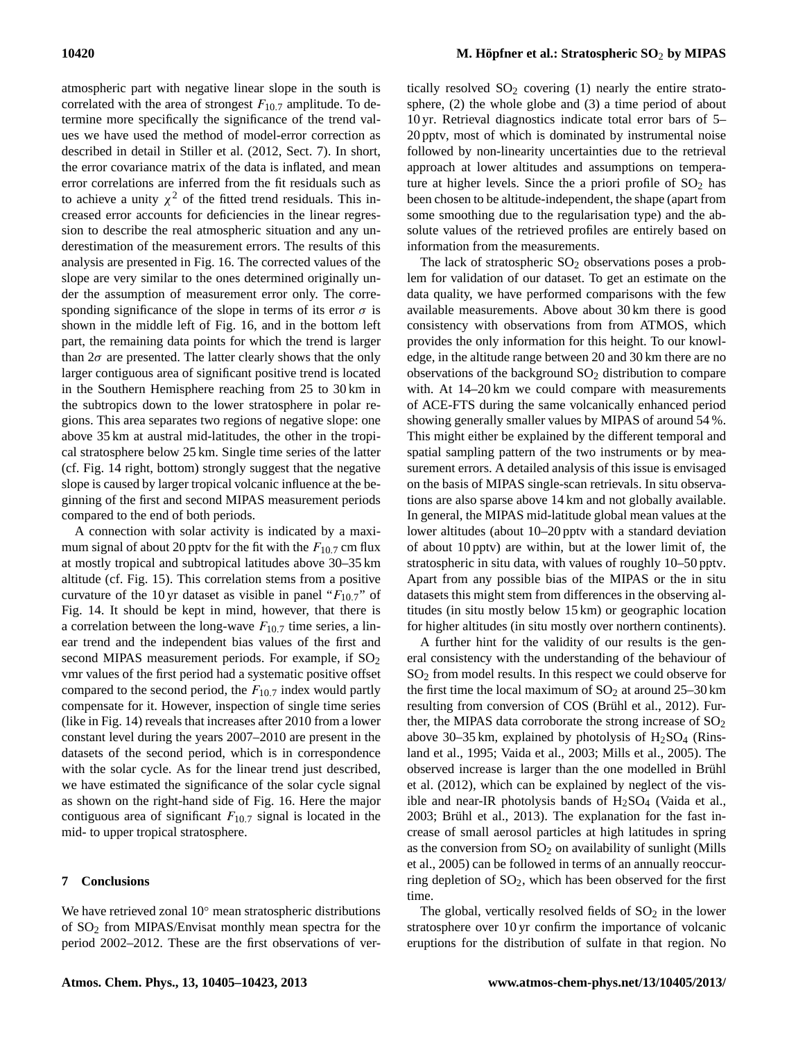atmospheric part with negative linear slope in the south is correlated with the area of strongest $F_{10.7}$ amplitude. To determine more specifically the significance of the trend values we have used the method of model-error correction as described in detail in Stiller et al. (2012, Sect. 7). In short, the error covariance matrix of the data is inflated, and mean error correlations are inferred from the fit residuals such as to achieve a unity $\chi^2$ of the fitted trend residuals. This increased error accounts for deficiencies in the linear regression to describe the real atmospheric situation and any underestimation of the measurement errors. The results of this analysis are presented in Fig. 16. The corrected values of the slope are very similar to the ones determined originally under the assumption of measurement error only. The corresponding significance of the slope in terms of its error $\sigma$ is shown in the middle left of Fig. 16, and in the bottom left part, the remaining data points for which the trend is larger than $2\sigma$ are presented. The latter clearly shows that the only larger contiguous area of significant positive trend is located in the Southern Hemisphere reaching from 25 to 30 km in the subtropics down to the lower stratosphere in polar regions. This area separates two regions of negative slope: one above 35 km at austral mid-latitudes, the other in the tropical stratosphere below 25 km. Single time series of the latter (cf. Fig. 14 right, bottom) strongly suggest that the negative slope is caused by larger tropical volcanic influence at the beginning of the first and second MIPAS measurement periods compared to the end of both periods.

A connection with solar activity is indicated by a maximum signal of about 20 pptv for the fit with the $F_{10.7}$ cm flux at mostly tropical and subtropical latitudes above 30–35 km altitude (cf. Fig. 15). This correlation stems from a positive curvature of the 10 yr dataset as visible in panel "$F_{10.7}$" of Fig. 14. It should be kept in mind, however, that there is a correlation between the long-wave $F_{10.7}$ time series, a linear trend and the independent bias values of the first and second MIPAS measurement periods. For example, if $SO_2$ vmr values of the first period had a systematic positive offset compared to the second period, the $F_{10.7}$ index would partly compensate for it. However, inspection of single time series (like in Fig. 14) reveals that increases after 2010 from a lower constant level during the years 2007–2010 are present in the datasets of the second period, which is in correspondence with the solar cycle. As for the linear trend just described, we have estimated the significance of the solar cycle signal as shown on the right-hand side of Fig. 16. Here the major contiguous area of significant $F_{10.7}$ signal is located in the mid- to upper tropical stratosphere.

## 7 Conclusions

We have retrieved zonal 10° mean stratospheric distributions of $SO_2$ from MIPAS/Envisat monthly mean spectra for the period 2002–2012. These are the first observations of vertically resolved $SO_2$ covering (1) nearly the entire stratosphere, (2) the whole globe and (3) a time period of about 10 yr. Retrieval diagnostics indicate total error bars of 5–20 pptv, most of which is dominated by instrumental noise followed by non-linearity uncertainties due to the retrieval approach at lower altitudes and assumptions on temperature at higher levels. Since the a priori profile of $SO_2$ has been chosen to be altitude-independent, the shape (apart from some smoothing due to the regularisation type) and the absolute values of the retrieved profiles are entirely based on information from the measurements.

The lack of stratospheric $SO_2$ observations poses a problem for validation of our dataset. To get an estimate on the data quality, we have performed comparisons with the few available measurements. Above about 30 km there is good consistency with observations from from ATMOS, which provides the only information for this height. To our knowledge, in the altitude range between 20 and 30 km there are no observations of the background $SO_2$ distribution to compare with. At 14–20 km we could compare with measurements of ACE-FTS during the same volcanically enhanced period showing generally smaller values by MIPAS of around 54 %. This might either be explained by the different temporal and spatial sampling pattern of the two instruments or by measurement errors. A detailed analysis of this issue is envisaged on the basis of MIPAS single-scan retrievals. In situ observations are also sparse above 14 km and not globally available. In general, the MIPAS mid-latitude global mean values at the lower altitudes (about 10–20 pptv with a standard deviation of about 10 pptv) are within, but at the lower limit of, the stratospheric in situ data, with values of roughly 10–50 pptv. Apart from any possible bias of the MIPAS or the in situ datasets this might stem from differences in the observing altitudes (in situ mostly below 15 km) or geographic location for higher altitudes (in situ mostly over northern continents).

A further hint for the validity of our results is the general consistency with the understanding of the behaviour of $SO_2$ from model results. In this respect we could observe for the first time the local maximum of $SO_2$ at around 25–30 km resulting from conversion of COS (Brühl et al., 2012). Further, the MIPAS data corroborate the strong increase of $SO_2$ above 30–35 km, explained by photolysis of $H_2SO_4$ (Rinsland et al., 1995; Vaida et al., 2003; Mills et al., 2005). The observed increase is larger than the one modelled in Brühl et al. (2012), which can be explained by neglect of the visible and near-IR photolysis bands of $H_2SO_4$ (Vaida et al., 2003; Brühl et al., 2013). The explanation for the fast increase of small aerosol particles at high latitudes in spring as the conversion from $SO_2$ on availability of sunlight (Mills et al., 2005) can be followed in terms of an annually reoccurring depletion of $SO_2$, which has been observed for the first time.

The global, vertically resolved fields of $SO_2$ in the lower stratosphere over 10 yr confirm the importance of volcanic eruptions for the distribution of sulfate in that region. No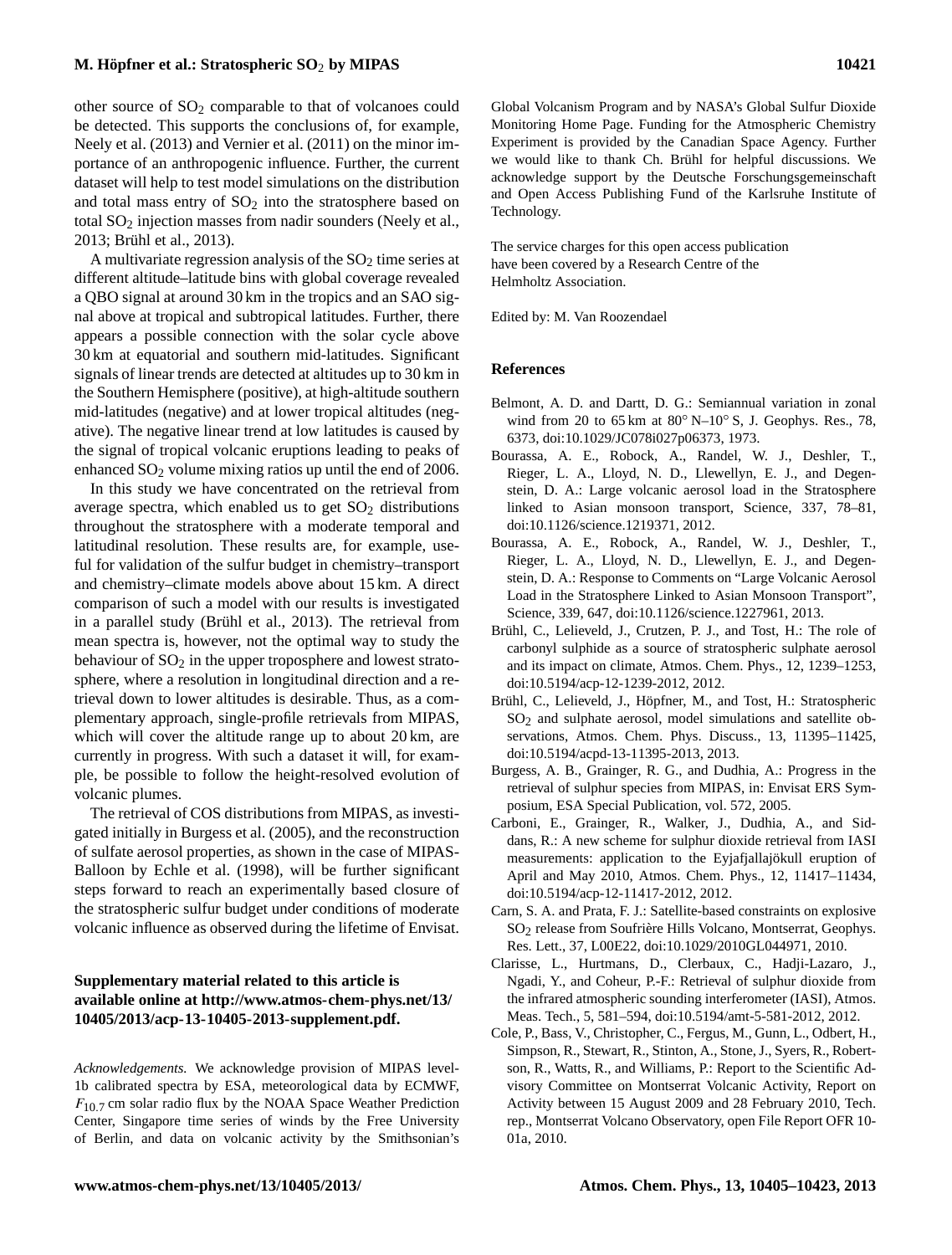other source of $SO_2$ comparable to that of volcanoes could be detected. This supports the conclusions of, for example, Neely et al. (2013) and Vernier et al. (2011) on the minor importance of an anthropogenic influence. Further, the current dataset will help to test model simulations on the distribution and total mass entry of $SO_2$ into the stratosphere based on total $SO_2$ injection masses from nadir sounders (Neely et al., 2013; Brühl et al., 2013).

A multivariate regression analysis of the $SO_2$ time series at different altitude–latitude bins with global coverage revealed a QBO signal at around 30 km in the tropics and an SAO signal above at tropical and subtropical latitudes. Further, there appears a possible connection with the solar cycle above 30 km at equatorial and southern mid-latitudes. Significant signals of linear trends are detected at altitudes up to 30 km in the Southern Hemisphere (positive), at high-altitude southern mid-latitudes (negative) and at lower tropical altitudes (negative). The negative linear trend at low latitudes is caused by the signal of tropical volcanic eruptions leading to peaks of enhanced $SO_2$ volume mixing ratios up until the end of 2006.

In this study we have concentrated on the retrieval from average spectra, which enabled us to get $SO_2$ distributions throughout the stratosphere with a moderate temporal and latitudinal resolution. These results are, for example, useful for validation of the sulfur budget in chemistry–transport and chemistry–climate models above about 15 km. A direct comparison of such a model with our results is investigated in a parallel study (Brühl et al., 2013). The retrieval from mean spectra is, however, not the optimal way to study the behaviour of $SO_2$ in the upper troposphere and lowest stratosphere, where a resolution in longitudinal direction and a retrieval down to lower altitudes is desirable. Thus, as a complementary approach, single-profile retrievals from MIPAS, which will cover the altitude range up to about 20 km, are currently in progress. With such a dataset it will, for example, be possible to follow the height-resolved evolution of volcanic plumes.

The retrieval of COS distributions from MIPAS, as investigated initially in Burgess et al. (2005), and the reconstruction of sulfate aerosol properties, as shown in the case of MIPAS-Balloon by Echle et al. (1998), will be further significant steps forward to reach an experimentally based closure of the stratospheric sulfur budget under conditions of moderate volcanic influence as observed during the lifetime of Envisat.

**Supplementary material related to this article is available online at http://www.atmos-chem-phys.net/13/10405/2013/acp-13-10405-2013-supplement.pdf.**

*Acknowledgements.* We acknowledge provision of MIPAS level-1b calibrated spectra by ESA, meteorological data by ECMWF, $F_{10.7}$ cm solar radio flux by the NOAA Space Weather Prediction Center, Singapore time series of winds by the Free University of Berlin, and data on volcanic activity by the Smithsonian's Global Volcanism Program and by NASA's Global Sulfur Dioxide Monitoring Home Page. Funding for the Atmospheric Chemistry Experiment is provided by the Canadian Space Agency. Further we would like to thank Ch. Brühl for helpful discussions. We acknowledge support by the Deutsche Forschungsgemeinschaft and Open Access Publishing Fund of the Karlsruhe Institute of Technology.

The service charges for this open access publication have been covered by a Research Centre of the Helmholtz Association.

Edited by: M. Van Roozendael

## References

Belmont, A. D. and Dartt, D. G.: Semiannual variation in zonal wind from 20 to 65 km at 80° N–10° S, J. Geophys. Res., 78, 6373, doi:10.1029/JC078i027p06373, 1973.

Bourassa, A. E., Robock, A., Randel, W. J., Deshler, T., Rieger, L. A., Lloyd, N. D., Llewellyn, E. J., and Degenstein, D. A.: Large volcanic aerosol load in the Stratosphere linked to Asian monsoon transport, Science, 337, 78–81, doi:10.1126/science.1219371, 2012.

Bourassa, A. E., Robock, A., Randel, W. J., Deshler, T., Rieger, L. A., Lloyd, N. D., Llewellyn, E. J., and Degenstein, D. A.: Response to Comments on "Large Volcanic Aerosol Load in the Stratosphere Linked to Asian Monsoon Transport", Science, 339, 647, doi:10.1126/science.1227961, 2013.

Brühl, C., Lelieveld, J., Crutzen, P. J., and Tost, H.: The role of carbonyl sulphide as a source of stratospheric sulphate aerosol and its impact on climate, Atmos. Chem. Phys., 12, 1239–1253, doi:10.5194/acp-12-1239-2012, 2012.

Brühl, C., Lelieveld, J., Höpfner, M., and Tost, H.: Stratospheric $SO_2$ and sulphate aerosol, model simulations and satellite observations, Atmos. Chem. Phys. Discuss., 13, 11395–11425, doi:10.5194/acpd-13-11395-2013, 2013.

Burgess, A. B., Grainger, R. G., and Dudhia, A.: Progress in the retrieval of sulphur species from MIPAS, in: Envisat ERS Symposium, ESA Special Publication, vol. 572, 2005.

Carboni, E., Grainger, R., Walker, J., Dudhia, A., and Siddans, R.: A new scheme for sulphur dioxide retrieval from IASI measurements: application to the Eyjafjallajökull eruption of April and May 2010, Atmos. Chem. Phys., 12, 11417–11434, doi:10.5194/acp-12-11417-2012, 2012.

Carn, S. A. and Prata, F. J.: Satellite-based constraints on explosive $SO_2$ release from Soufrière Hills Volcano, Montserrat, Geophys. Res. Lett., 37, L00E22, doi:10.1029/2010GL044971, 2010.

Clarisse, L., Hurtmans, D., Clerbaux, C., Hadji-Lazaro, J., Ngadi, Y., and Coheur, P.-F.: Retrieval of sulphur dioxide from the infrared atmospheric sounding interferometer (IASI), Atmos. Meas. Tech., 5, 581–594, doi:10.5194/amt-5-581-2012, 2012.

Cole, P., Bass, V., Christopher, C., Fergus, M., Gunn, L., Odbert, H., Simpson, R., Stewart, R., Stinton, A., Stone, J., Syers, R., Robertson, R., Watts, R., and Williams, P.: Report to the Scientific Advisory Committee on Montserrat Volcanic Activity, Report on Activity between 15 August 2009 and 28 February 2010, Tech. rep., Montserrat Volcano Observatory, open File Report OFR 10-01a, 2010.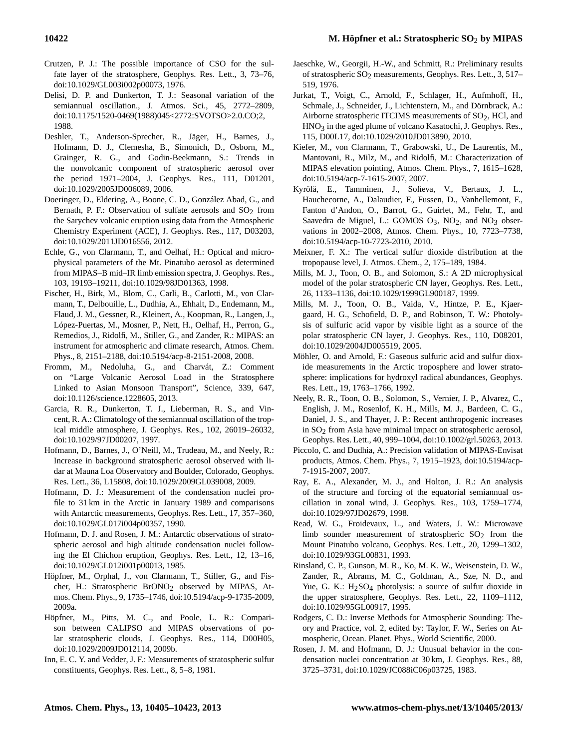Crutzen, P. J.: The possible importance of CSO for the sulfate layer of the stratosphere, Geophys. Res. Lett., 3, 73–76, doi:10.1029/GL003i002p00073, 1976.

Delisi, D. P. and Dunkerton, T. J.: Seasonal variation of the semiannual oscillation., J. Atmos. Sci., 45, 2772–2809, doi:10.1175/1520-0469(1988)045<2772:SVOTSO>2.0.CO;2, 1988.

Deshler, T., Anderson-Sprecher, R., Jäger, H., Barnes, J., Hofmann, D. J., Clemesha, B., Simonich, D., Osborn, M., Grainger, R. G., and Godin-Beekmann, S.: Trends in the nonvolcanic component of stratospheric aerosol over the period 1971–2004, J. Geophys. Res., 111, D01201, doi:10.1029/2005JD006089, 2006.

Doeringer, D., Eldering, A., Boone, C. D., González Abad, G., and Bernath, P. F.: Observation of sulfate aerosols and $SO_2$ from the Sarychev volcanic eruption using data from the Atmospheric Chemistry Experiment (ACE), J. Geophys. Res., 117, D03203, doi:10.1029/2011JD016556, 2012.

Echle, G., von Clarmann, T., and Oelhaf, H.: Optical and microphysical parameters of the Mt. Pinatubo aerosol as determined from MIPAS–B mid–IR limb emission spectra, J. Geophys. Res., 103, 19193–19211, doi:10.1029/98JD01363, 1998.

Fischer, H., Birk, M., Blom, C., Carli, B., Carlotti, M., von Clarmann, T., Delbouille, L., Dudhia, A., Ehhalt, D., Endemann, M., Flaud, J. M., Gessner, R., Kleinert, A., Koopman, R., Langen, J., López-Puertas, M., Mosner, P., Nett, H., Oelhaf, H., Perron, G., Remedios, J., Ridolfi, M., Stiller, G., and Zander, R.: MIPAS: an instrument for atmospheric and climate research, Atmos. Chem. Phys., 8, 2151–2188, doi:10.5194/acp-8-2151-2008, 2008.

Fromm, M., Nedoluha, G., and Charvát, Z.: Comment on "Large Volcanic Aerosol Load in the Stratosphere Linked to Asian Monsoon Transport", Science, 339, 647, doi:10.1126/science.1228605, 2013.

Garcia, R. R., Dunkerton, T. J., Lieberman, R. S., and Vincent, R. A.: Climatology of the semiannual oscillation of the tropical middle atmosphere, J. Geophys. Res., 102, 26019–26032, doi:10.1029/97JD00207, 1997.

Hofmann, D., Barnes, J., O'Neill, M., Trudeau, M., and Neely, R.: Increase in background stratospheric aerosol observed with lidar at Mauna Loa Observatory and Boulder, Colorado, Geophys. Res. Lett., 36, L15808, doi:10.1029/2009GL039008, 2009.

Hofmann, D. J.: Measurement of the condensation nuclei profile to 31 km in the Arctic in January 1989 and comparisons with Antarctic measurements, Geophys. Res. Lett., 17, 357–360, doi:10.1029/GL017i004p00357, 1990.

Hofmann, D. J. and Rosen, J. M.: Antarctic observations of stratospheric aerosol and high altitude condensation nuclei following the El Chichon eruption, Geophys. Res. Lett., 12, 13–16, doi:10.1029/GL012i001p00013, 1985.

Höpfner, M., Orphal, J., von Clarmann, T., Stiller, G., and Fischer, H.: Stratospheric $BrONO_2$ observed by MIPAS, Atmos. Chem. Phys., 9, 1735–1746, doi:10.5194/acp-9-1735-2009, 2009a.

Höpfner, M., Pitts, M. C., and Poole, L. R.: Comparison between CALIPSO and MIPAS observations of polar stratospheric clouds, J. Geophys. Res., 114, D00H05, doi:10.1029/2009JD012114, 2009b.

Inn, E. C. Y. and Vedder, J. F.: Measurements of stratospheric sulfur constituents, Geophys. Res. Lett., 8, 5–8, 1981.

Jaeschke, W., Georgii, H.-W., and Schmitt, R.: Preliminary results of stratospheric $SO_2$ measurements, Geophys. Res. Lett., 3, 517–519, 1976.

Jurkat, T., Voigt, C., Arnold, F., Schlager, H., Aufmhoff, H., Schmale, J., Schneider, J., Lichtenstern, M., and Dörnbrack, A.: Airborne stratospheric ITCIMS measurements of $SO_2$, HCl, and $HNO_3$ in the aged plume of volcano Kasatochi, J. Geophys. Res., 115, D00L17, doi:10.1029/2010JD013890, 2010.

Kiefer, M., von Clarmann, T., Grabowski, U., De Laurentis, M., Mantovani, R., Milz, M., and Ridolfi, M.: Characterization of MIPAS elevation pointing, Atmos. Chem. Phys., 7, 1615–1628, doi:10.5194/acp-7-1615-2007, 2007.

Kyrölä, E., Tamminen, J., Sofieva, V., Bertaux, J. L., Hauchecorne, A., Dalaudier, F., Fussen, D., Vanhellemont, F., Fanton d'Andon, O., Barrot, G., Guirlet, M., Fehr, T., and Saavedra de Miguel, L.: GOMOS $O_3$, $NO_2$, and $NO_3$ observations in 2002–2008, Atmos. Chem. Phys., 10, 7723–7738, doi:10.5194/acp-10-7723-2010, 2010.

Meixner, F. X.: The vertical sulfur dioxide distribution at the tropopause level, J. Atmos. Chem., 2, 175–189, 1984.

Mills, M. J., Toon, O. B., and Solomon, S.: A 2D microphysical model of the polar stratospheric CN layer, Geophys. Res. Lett., 26, 1133–1136, doi:10.1029/1999GL900187, 1999.

Mills, M. J., Toon, O. B., Vaida, V., Hintze, P. E., Kjaergaard, H. G., Schofield, D. P., and Robinson, T. W.: Photolysis of sulfuric acid vapor by visible light as a source of the polar stratospheric CN layer, J. Geophys. Res., 110, D08201, doi:10.1029/2004JD005519, 2005.

Möhler, O. and Arnold, F.: Gaseous sulfuric acid and sulfur dioxide measurements in the Arctic troposphere and lower stratosphere: implications for hydroxyl radical abundances, Geophys. Res. Lett., 19, 1763–1766, 1992.

Neely, R. R., Toon, O. B., Solomon, S., Vernier, J. P., Alvarez, C., English, J. M., Rosenlof, K. H., Mills, M. J., Bardeen, C. G., Daniel, J. S., and Thayer, J. P.: Recent anthropogenic increases in $SO_2$ from Asia have minimal impact on stratospheric aerosol, Geophys. Res. Lett., 40, 999–1004, doi:10.1002/grl.50263, 2013.

Piccolo, C. and Dudhia, A.: Precision validation of MIPAS-Envisat products, Atmos. Chem. Phys., 7, 1915–1923, doi:10.5194/acp-7-1915-2007, 2007.

Ray, E. A., Alexander, M. J., and Holton, J. R.: An analysis of the structure and forcing of the equatorial semiannual oscillation in zonal wind, J. Geophys. Res., 103, 1759–1774, doi:10.1029/97JD02679, 1998.

Read, W. G., Froidevaux, L., and Waters, J. W.: Microwave limb sounder measurement of stratospheric $SO_2$ from the Mount Pinatubo volcano, Geophys. Res. Lett., 20, 1299–1302, doi:10.1029/93GL00831, 1993.

Rinsland, C. P., Gunson, M. R., Ko, M. K. W., Weisenstein, D. W., Zander, R., Abrams, M. C., Goldman, A., Sze, N. D., and Yue, G. K.: $H_2SO_4$ photolysis: a source of sulfur dioxide in the upper stratosphere, Geophys. Res. Lett., 22, 1109–1112, doi:10.1029/95GL00917, 1995.

Rodgers, C. D.: Inverse Methods for Atmospheric Sounding: Theory and Practice, vol. 2, edited by: Taylor, F. W., Series on Atmospheric, Ocean. Planet. Phys., World Scientific, 2000.

Rosen, J. M. and Hofmann, D. J.: Unusual behavior in the condensation nuclei concentration at 30 km, J. Geophys. Res., 88, 3725–3731, doi:10.1029/JC088iC06p03725, 1983.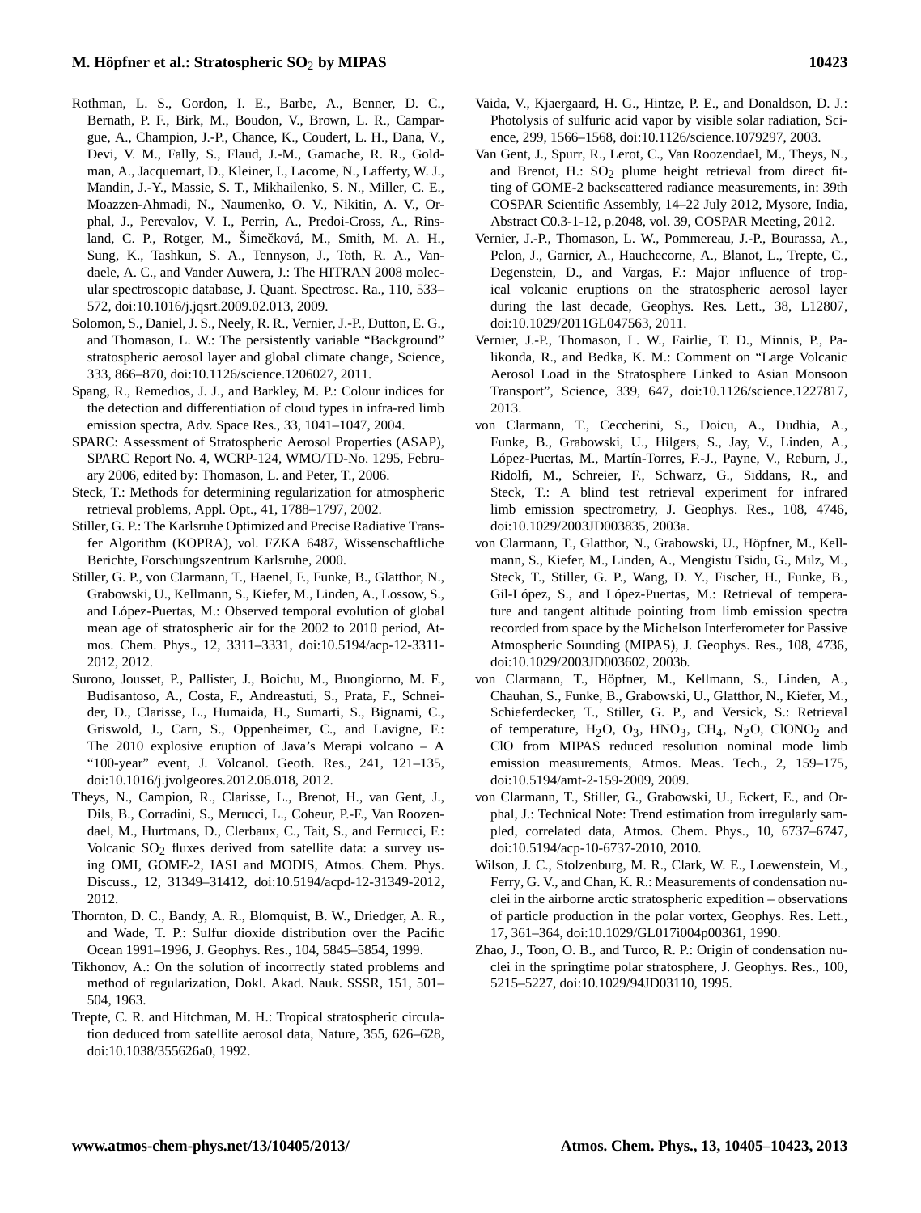Rothman, L. S., Gordon, I. E., Barbe, A., Benner, D. C., Bernath, P. F., Birk, M., Boudon, V., Brown, L. R., Campargue, A., Champion, J.-P., Chance, K., Coudert, L. H., Dana, V., Devi, V. M., Fally, S., Flaud, J.-M., Gamache, R. R., Goldman, A., Jacquemart, D., Kleiner, I., Lacome, N., Lafferty, W. J., Mandin, J.-Y., Massie, S. T., Mikhailenko, S. N., Miller, C. E., Moazzen-Ahmadi, N., Naumenko, O. V., Nikitin, A. V., Orphal, J., Perevalov, V. I., Perrin, A., Predoi-Cross, A., Rinsland, C. P., Rotger, M., Šimečková, M., Smith, M. A. H., Sung, K., Tashkun, S. A., Tennyson, J., Toth, R. A., Vandaele, A. C., and Vander Auwera, J.: The HITRAN 2008 molecular spectroscopic database, J. Quant. Spectrosc. Ra., 110, 533–572, doi:10.1016/j.jqsrt.2009.02.013, 2009.

Solomon, S., Daniel, J. S., Neely, R. R., Vernier, J.-P., Dutton, E. G., and Thomason, L. W.: The persistently variable "Background" stratospheric aerosol layer and global climate change, Science, 333, 866–870, doi:10.1126/science.1206027, 2011.

Spang, R., Remedios, J. J., and Barkley, M. P.: Colour indices for the detection and differentiation of cloud types in infra-red limb emission spectra, Adv. Space Res., 33, 1041–1047, 2004.

SPARC: Assessment of Stratospheric Aerosol Properties (ASAP), SPARC Report No. 4, WCRP-124, WMO/TD-No. 1295, February 2006, edited by: Thomason, L. and Peter, T., 2006.

Steck, T.: Methods for determining regularization for atmospheric retrieval problems, Appl. Opt., 41, 1788–1797, 2002.

Stiller, G. P.: The Karlsruhe Optimized and Precise Radiative Transfer Algorithm (KOPRA), vol. FZKA 6487, Wissenschaftliche Berichte, Forschungszentrum Karlsruhe, 2000.

Stiller, G. P., von Clarmann, T., Haenel, F., Funke, B., Glatthor, N., Grabowski, U., Kellmann, S., Kiefer, M., Linden, A., Lossow, S., and López-Puertas, M.: Observed temporal evolution of global mean age of stratospheric air for the 2002 to 2010 period, Atmos. Chem. Phys., 12, 3311–3331, doi:10.5194/acp-12-3311-2012, 2012.

Surono, Jousset, P., Pallister, J., Boichu, M., Buongiorno, M. F., Budisantoso, A., Costa, F., Andreastuti, S., Prata, F., Schneider, D., Clarisse, L., Humaida, H., Sumarti, S., Bignami, C., Griswold, J., Carn, S., Oppenheimer, C., and Lavigne, F.: The 2010 explosive eruption of Java's Merapi volcano – A "100-year" event, J. Volcanol. Geoth. Res., 241, 121–135, doi:10.1016/j.jvolgeores.2012.06.018, 2012.

Theys, N., Campion, R., Clarisse, L., Brenot, H., van Gent, J., Dils, B., Corradini, S., Merucci, L., Coheur, P.-F., Van Roozendael, M., Hurtmans, D., Clerbaux, C., Tait, S., and Ferrucci, F.: Volcanic $SO_2$ fluxes derived from satellite data: a survey using OMI, GOME-2, IASI and MODIS, Atmos. Chem. Phys. Discuss., 12, 31349–31412, doi:10.5194/acpd-12-31349-2012, 2012.

Thornton, D. C., Bandy, A. R., Blomquist, B. W., Driedger, A. R., and Wade, T. P.: Sulfur dioxide distribution over the Pacific Ocean 1991–1996, J. Geophys. Res., 104, 5845–5854, 1999.

Tikhonov, A.: On the solution of incorrectly stated problems and method of regularization, Dokl. Akad. Nauk. SSSR, 151, 501–504, 1963.

Trepte, C. R. and Hitchman, M. H.: Tropical stratospheric circulation deduced from satellite aerosol data, Nature, 355, 626–628, doi:10.1038/355626a0, 1992.

Vaida, V., Kjaergaard, H. G., Hintze, P. E., and Donaldson, D. J.: Photolysis of sulfuric acid vapor by visible solar radiation, Science, 299, 1566–1568, doi:10.1126/science.1079297, 2003.

Van Gent, J., Spurr, R., Lerot, C., Van Roozendael, M., Theys, N., and Brenot, H.: $SO_2$ plume height retrieval from direct fitting of GOME-2 backscattered radiance measurements, in: 39th COSPAR Scientific Assembly, 14–22 July 2012, Mysore, India, Abstract C0.3-1-12, p.2048, vol. 39, COSPAR Meeting, 2012.

Vernier, J.-P., Thomason, L. W., Pommereau, J.-P., Bourassa, A., Pelon, J., Garnier, A., Hauchecorne, A., Blanot, L., Trepte, C., Degenstein, D., and Vargas, F.: Major influence of tropical volcanic eruptions on the stratospheric aerosol layer during the last decade, Geophys. Res. Lett., 38, L12807, doi:10.1029/2011GL047563, 2011.

Vernier, J.-P., Thomason, L. W., Fairlie, T. D., Minnis, P., Palikonda, R., and Bedka, K. M.: Comment on "Large Volcanic Aerosol Load in the Stratosphere Linked to Asian Monsoon Transport", Science, 339, 647, doi:10.1126/science.1227817, 2013.

von Clarmann, T., Ceccherini, S., Doicu, A., Dudhia, A., Funke, B., Grabowski, U., Hilgers, S., Jay, V., Linden, A., López-Puertas, M., Martín-Torres, F.-J., Payne, V., Reburn, J., Ridolfi, M., Schreier, F., Schwarz, G., Siddans, R., and Steck, T.: A blind test retrieval experiment for infrared limb emission spectrometry, J. Geophys. Res., 108, 4746, doi:10.1029/2003JD003835, 2003a.

von Clarmann, T., Glatthor, N., Grabowski, U., Höpfner, M., Kellmann, S., Kiefer, M., Linden, A., Mengistu Tsidu, G., Milz, M., Steck, T., Stiller, G. P., Wang, D. Y., Fischer, H., Funke, B., Gil-López, S., and López-Puertas, M.: Retrieval of temperature and tangent altitude pointing from limb emission spectra recorded from space by the Michelson Interferometer for Passive Atmospheric Sounding (MIPAS), J. Geophys. Res., 108, 4736, doi:10.1029/2003JD003602, 2003b.

von Clarmann, T., Höpfner, M., Kellmann, S., Linden, A., Chauhan, S., Funke, B., Grabowski, U., Glatthor, N., Kiefer, M., Schieferdecker, T., Stiller, G. P., and Versick, S.: Retrieval of temperature, $H_2O$, $O_3$, $HNO_3$, $CH_4$, $N_2O$, $ClONO_2$ and ClO from MIPAS reduced resolution nominal mode limb emission measurements, Atmos. Meas. Tech., 2, 159–175, doi:10.5194/amt-2-159-2009, 2009.

von Clarmann, T., Stiller, G., Grabowski, U., Eckert, E., and Orphal, J.: Technical Note: Trend estimation from irregularly sampled, correlated data, Atmos. Chem. Phys., 10, 6737–6747, doi:10.5194/acp-10-6737-2010, 2010.

Wilson, J. C., Stolzenburg, M. R., Clark, W. E., Loewenstein, M., Ferry, G. V., and Chan, K. R.: Measurements of condensation nuclei in the airborne arctic stratospheric expedition – observations of particle production in the polar vortex, Geophys. Res. Lett., 17, 361–364, doi:10.1029/GL017i004p00361, 1990.

Zhao, J., Toon, O. B., and Turco, R. P.: Origin of condensation nuclei in the springtime polar stratosphere, J. Geophys. Res., 100, 5215–5227, doi:10.1029/94JD03110, 1995.